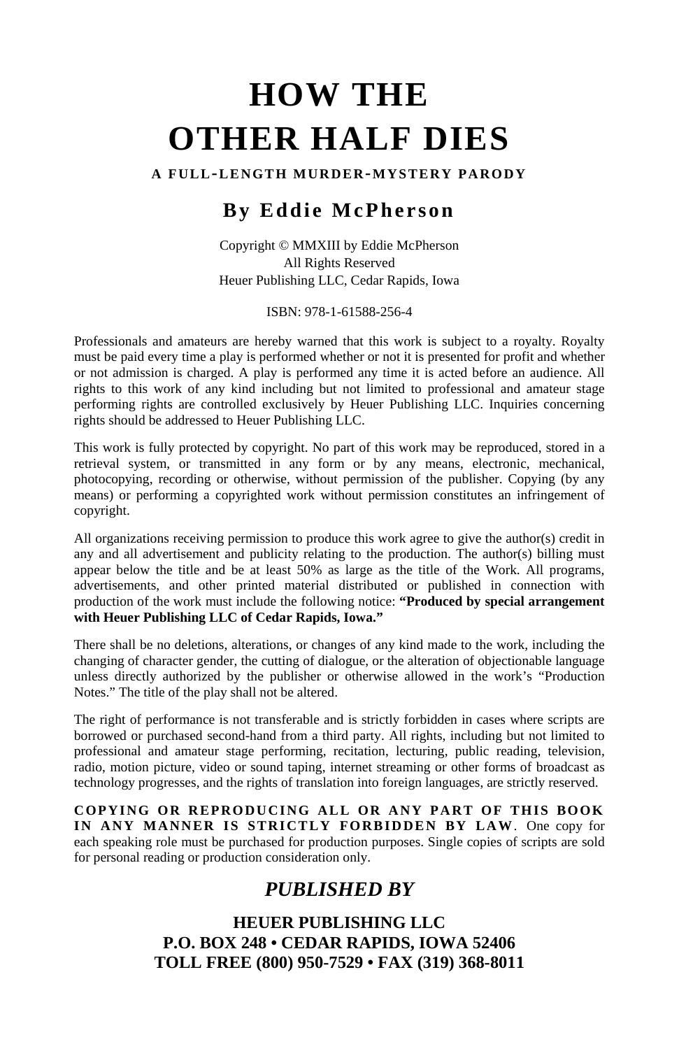# HOW THE OTHER HALF DIES

**A FULL-LENGTH MURDER-MYSTERY PARODY**

## By Eddie McPherson

Copyright © MMXIII by Eddie McPherson
All Rights Reserved
Heuer Publishing LLC, Cedar Rapids, Iowa

ISBN: 978-1-61588-256-4

Professionals and amateurs are hereby warned that this work is subject to a royalty. Royalty must be paid every time a play is performed whether or not it is presented for profit and whether or not admission is charged. A play is performed any time it is acted before an audience. All rights to this work of any kind including but not limited to professional and amateur stage performing rights are controlled exclusively by Heuer Publishing LLC. Inquiries concerning rights should be addressed to Heuer Publishing LLC.

This work is fully protected by copyright. No part of this work may be reproduced, stored in a retrieval system, or transmitted in any form or by any means, electronic, mechanical, photocopying, recording or otherwise, without permission of the publisher. Copying (by any means) or performing a copyrighted work without permission constitutes an infringement of copyright.

All organizations receiving permission to produce this work agree to give the author(s) credit in any and all advertisement and publicity relating to the production. The author(s) billing must appear below the title and be at least 50% as large as the title of the Work. All programs, advertisements, and other printed material distributed or published in connection with production of the work must include the following notice: **"Produced by special arrangement with Heuer Publishing LLC of Cedar Rapids, Iowa."**

There shall be no deletions, alterations, or changes of any kind made to the work, including the changing of character gender, the cutting of dialogue, or the alteration of objectionable language unless directly authorized by the publisher or otherwise allowed in the work's "Production Notes." The title of the play shall not be altered.

The right of performance is not transferable and is strictly forbidden in cases where scripts are borrowed or purchased second-hand from a third party. All rights, including but not limited to professional and amateur stage performing, recitation, lecturing, public reading, television, radio, motion picture, video or sound taping, internet streaming or other forms of broadcast as technology progresses, and the rights of translation into foreign languages, are strictly reserved.

**COPYING OR REPRODUCING ALL OR ANY PART OF THIS BOOK IN ANY MANNER IS STRICTLY FORBIDDEN BY LAW**. One copy for each speaking role must be purchased for production purposes. Single copies of scripts are sold for personal reading or production consideration only.

## *PUBLISHED BY*

**HEUER PUBLISHING LLC**
**P.O. BOX 248 • CEDAR RAPIDS, IOWA 52406**
**TOLL FREE (800) 950-7529 • FAX (319) 368-8011**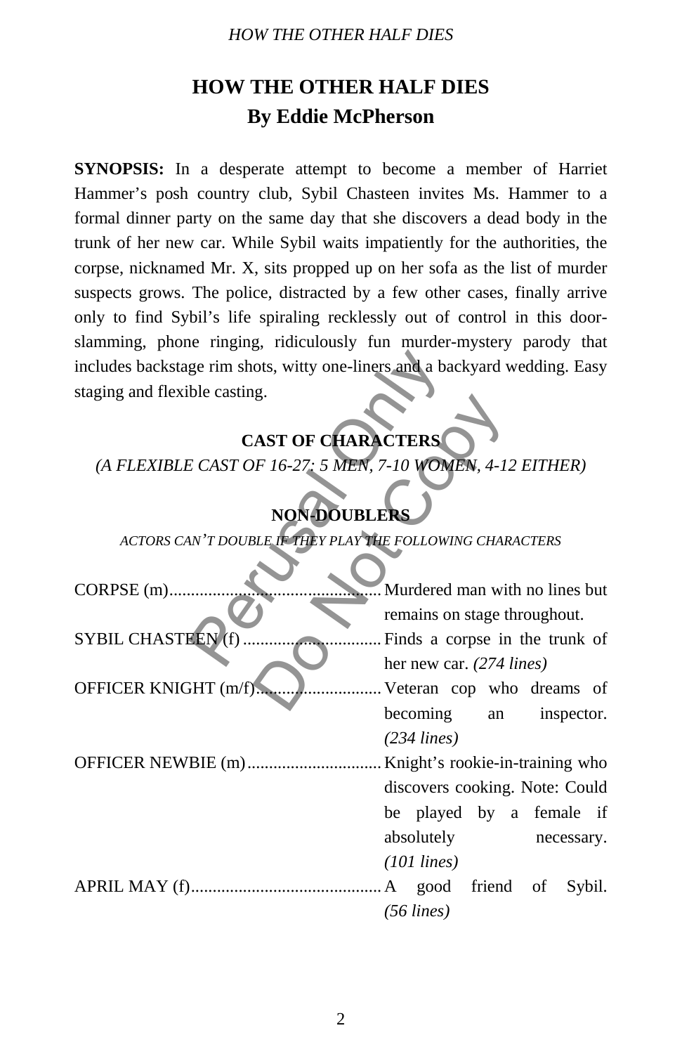# HOW THE OTHER HALF DIES
## By Eddie McPherson

**SYNOPSIS:** In a desperate attempt to become a member of Harriet Hammer's posh country club, Sybil Chasteen invites Ms. Hammer to a formal dinner party on the same day that she discovers a dead body in the trunk of her new car. While Sybil waits impatiently for the authorities, the corpse, nicknamed Mr. X, sits propped up on her sofa as the list of murder suspects grows. The police, distracted by a few other cases, finally arrive only to find Sybil's life spiraling recklessly out of control in this door-slamming, phone ringing, ridiculously fun murder-mystery parody that includes backstage rim shots, witty one-liners and a backyard wedding. Easy staging and flexible casting.

### CAST OF CHARACTERS

*(A FLEXIBLE CAST OF 16-27: 5 MEN, 7-10 WOMEN, 4-12 EITHER)*

### NON-DOUBLERS

*ACTORS CAN'T DOUBLE IF THEY PLAY THE FOLLOWING CHARACTERS*

CORPSE (m)............ Murdered man with no lines but remains on stage throughout.

SYBIL CHASTEEN (f)............ Finds a corpse in the trunk of her new car. *(274 lines)*

OFFICER KNIGHT (m/f)............ Veteran cop who dreams of becoming an inspector. *(234 lines)*

OFFICER NEWBIE (m)............ Knight's rookie-in-training who discovers cooking. Note: Could be played by a female if absolutely necessary. *(101 lines)*

APRIL MAY (f)............ A good friend of Sybil. *(56 lines)*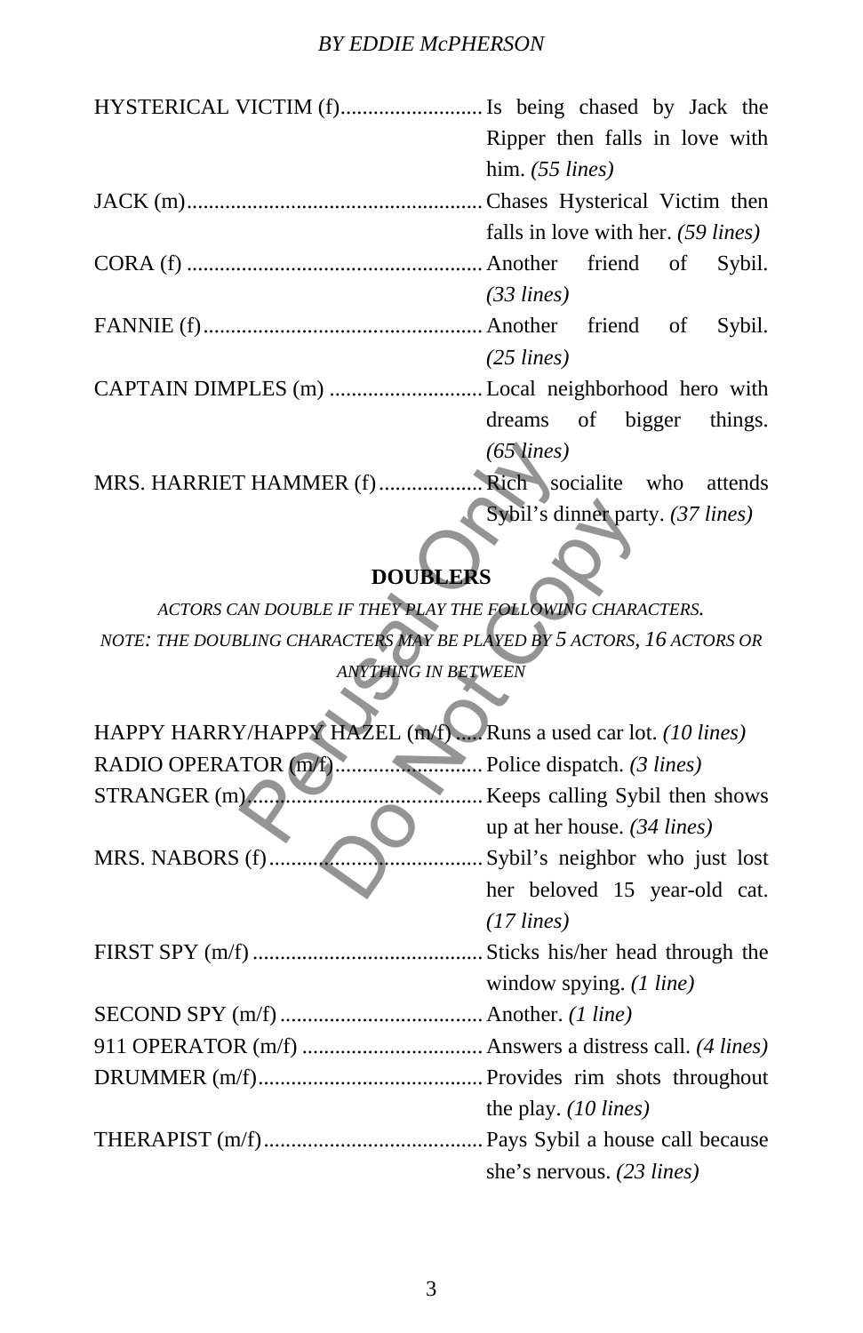HYSTERICAL VICTIM (f).......................... Is being chased by Jack the Ripper then falls in love with him. *(55 lines)*

JACK (m)...................................................... Chases Hysterical Victim then falls in love with her. *(59 lines)*

CORA (f) ...................................................... Another friend of Sybil. *(33 lines)*

FANNIE (f).................................................. Another friend of Sybil. *(25 lines)*

CAPTAIN DIMPLES (m) ............................ Local neighborhood hero with dreams of bigger things. *(65 lines)*

MRS. HARRIET HAMMER (f).................. Rich socialite who attends Sybil's dinner party. *(37 lines)*

**DOUBLERS**

*ACTORS CAN DOUBLE IF THEY PLAY THE FOLLOWING CHARACTERS.*

*NOTE: THE DOUBLING CHARACTERS MAY BE PLAYED BY 5 ACTORS, 16 ACTORS OR ANYTHING IN BETWEEN*

HAPPY HARRY/HAPPY HAZEL (m/f) ..... Runs a used car lot. *(10 lines)*

RADIO OPERATOR (m/f)........................... Police dispatch. *(3 lines)*

STRANGER (m)........................................... Keeps calling Sybil then shows up at her house. *(34 lines)*

MRS. NABORS (f)....................................... Sybil's neighbor who just lost her beloved 15 year-old cat. *(17 lines)*

FIRST SPY (m/f) .......................................... Sticks his/her head through the window spying. *(1 line)*

SECOND SPY (m/f) ..................................... Another. *(1 line)*

911 OPERATOR (m/f) ................................. Answers a distress call. *(4 lines)*

DRUMMER (m/f).......................................... Provides rim shots throughout the play. *(10 lines)*

THERAPIST (m/f)........................................ Pays Sybil a house call because she's nervous. *(23 lines)*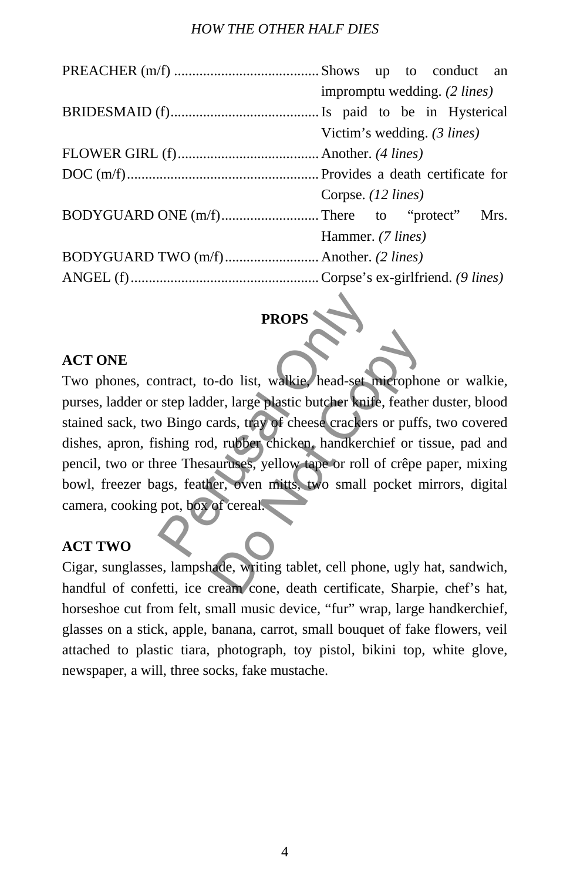PREACHER (m/f) ........................................ Shows up to conduct an impromptu wedding. *(2 lines)*

BRIDESMAID (f)......................................... Is paid to be in Hysterical Victim's wedding. *(3 lines)*

FLOWER GIRL (f)....................................... Another. *(4 lines)*

DOC (m/f)..................................................... Provides a death certificate for Corpse. *(12 lines)*

BODYGUARD ONE (m/f)........................... There to "protect" Mrs. Hammer. *(7 lines)*

BODYGUARD TWO (m/f).......................... Another. *(2 lines)*

ANGEL (f).................................................... Corpse's ex-girlfriend. *(9 lines)*

## PROPS

### ACT ONE

Two phones, contract, to-do list, walkie, head-set microphone or walkie, purses, ladder or step ladder, large plastic butcher knife, feather duster, blood stained sack, two Bingo cards, tray of cheese crackers or puffs, two covered dishes, apron, fishing rod, rubber chicken, handkerchief or tissue, pad and pencil, two or three Thesauruses, yellow tape or roll of crêpe paper, mixing bowl, freezer bags, feather, oven mitts, two small pocket mirrors, digital camera, cooking pot, box of cereal.

### ACT TWO

Cigar, sunglasses, lampshade, writing tablet, cell phone, ugly hat, sandwich, handful of confetti, ice cream cone, death certificate, Sharpie, chef's hat, horseshoe cut from felt, small music device, "fur" wrap, large handkerchief, glasses on a stick, apple, banana, carrot, small bouquet of fake flowers, veil attached to plastic tiara, photograph, toy pistol, bikini top, white glove, newspaper, a will, three socks, fake mustache.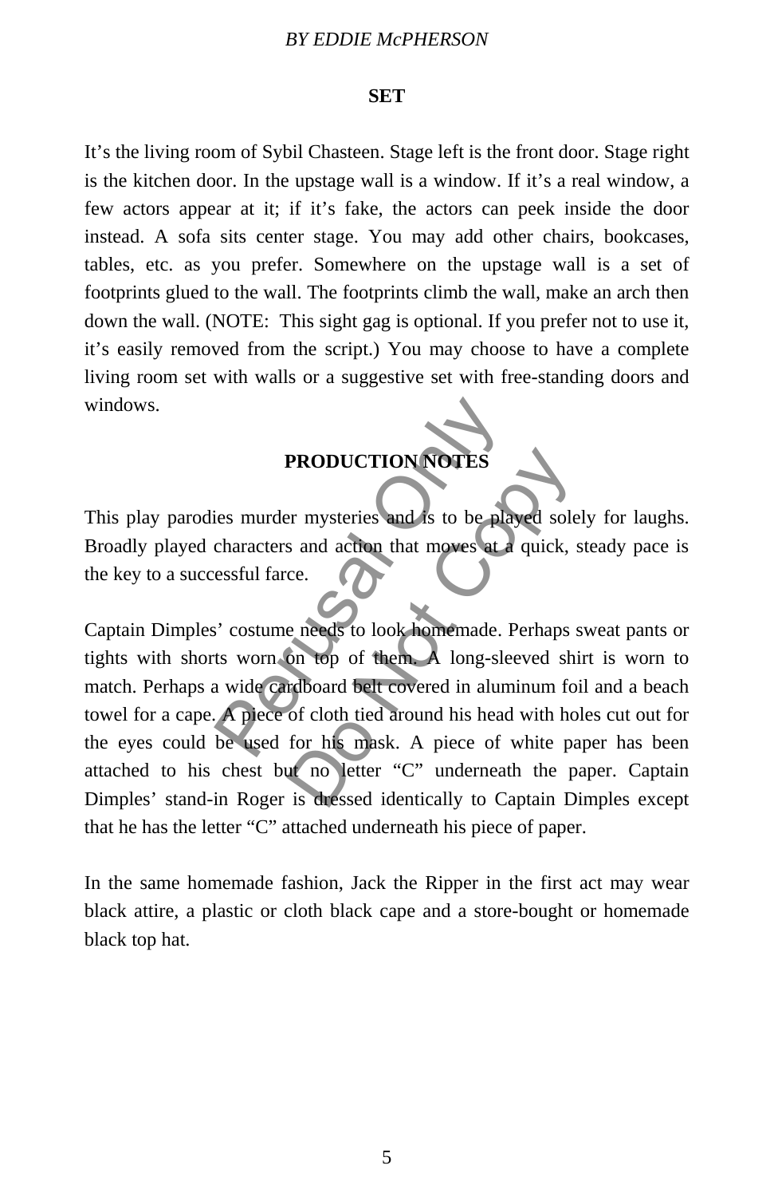## SET

It's the living room of Sybil Chasteen. Stage left is the front door. Stage right is the kitchen door. In the upstage wall is a window. If it's a real window, a few actors appear at it; if it's fake, the actors can peek inside the door instead. A sofa sits center stage. You may add other chairs, bookcases, tables, etc. as you prefer. Somewhere on the upstage wall is a set of footprints glued to the wall. The footprints climb the wall, make an arch then down the wall. (NOTE: This sight gag is optional. If you prefer not to use it, it's easily removed from the script.) You may choose to have a complete living room set with walls or a suggestive set with free-standing doors and windows.

## PRODUCTION NOTES

This play parodies murder mysteries and is to be played solely for laughs. Broadly played characters and action that moves at a quick, steady pace is the key to a successful farce.

Captain Dimples' costume needs to look homemade. Perhaps sweat pants or tights with shorts worn on top of them. A long-sleeved shirt is worn to match. Perhaps a wide cardboard belt covered in aluminum foil and a beach towel for a cape. A piece of cloth tied around his head with holes cut out for the eyes could be used for his mask. A piece of white paper has been attached to his chest but no letter "C" underneath the paper. Captain Dimples' stand-in Roger is dressed identically to Captain Dimples except that he has the letter "C" attached underneath his piece of paper.

In the same homemade fashion, Jack the Ripper in the first act may wear black attire, a plastic or cloth black cape and a store-bought or homemade black top hat.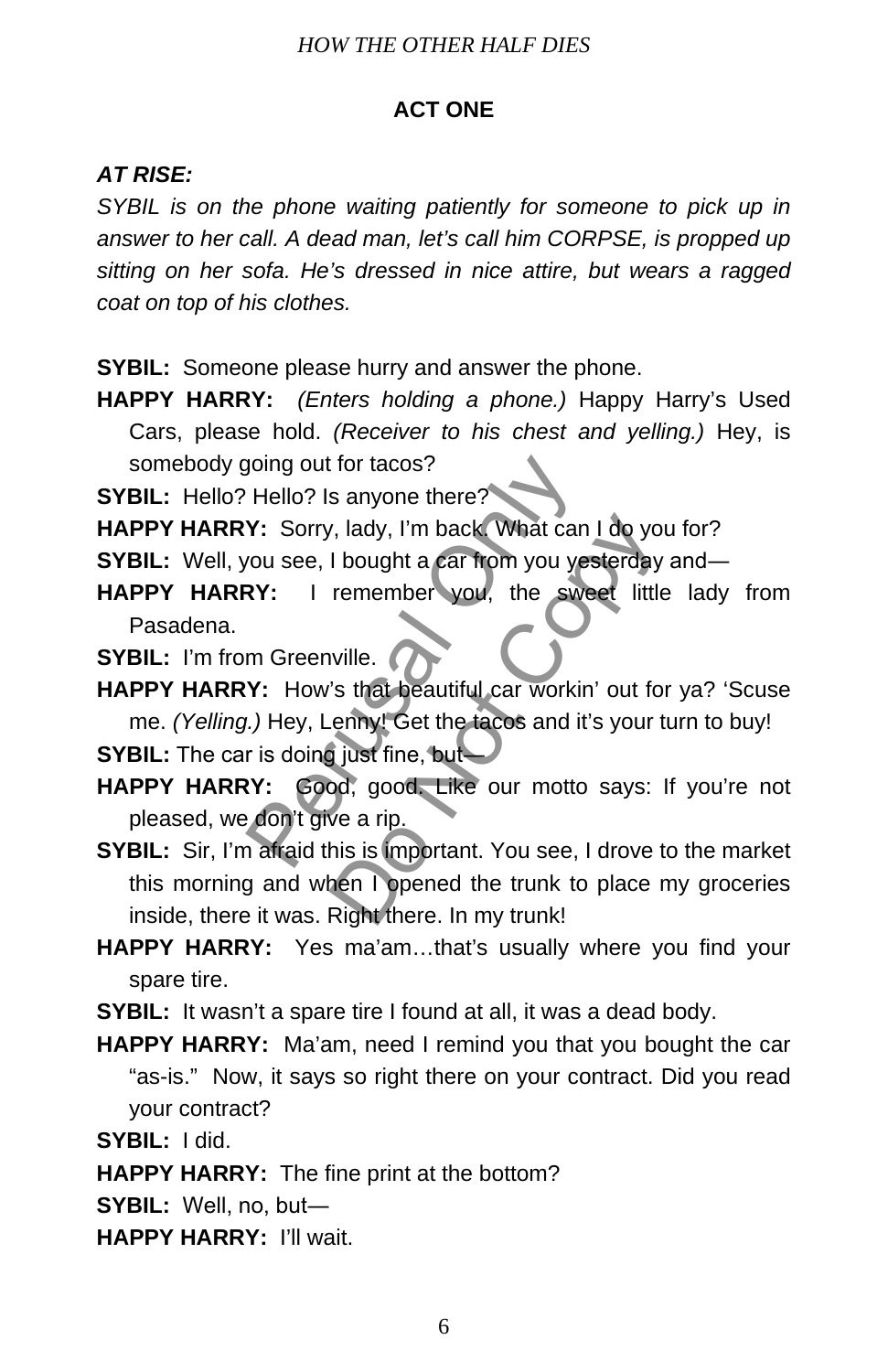## ACT ONE

***AT RISE:***

*SYBIL is on the phone waiting patiently for someone to pick up in answer to her call. A dead man, let's call him CORPSE, is propped up sitting on her sofa. He's dressed in nice attire, but wears a ragged coat on top of his clothes.*

**SYBIL:** Someone please hurry and answer the phone.

**HAPPY HARRY:** *(Enters holding a phone.)* Happy Harry's Used Cars, please hold. *(Receiver to his chest and yelling.)* Hey, is somebody going out for tacos?

**SYBIL:** Hello? Hello? Is anyone there?

**HAPPY HARRY:** Sorry, lady, I'm back. What can I do you for?

**SYBIL:** Well, you see, I bought a car from you yesterday and—

**HAPPY HARRY:** I remember you, the sweet little lady from Pasadena.

**SYBIL:** I'm from Greenville.

**HAPPY HARRY:** How's that beautiful car workin' out for ya? 'Scuse me. *(Yelling.)* Hey, Lenny! Get the tacos and it's your turn to buy!

**SYBIL:** The car is doing just fine, but—

**HAPPY HARRY:** Good, good. Like our motto says: If you're not pleased, we don't give a rip.

**SYBIL:** Sir, I'm afraid this is important. You see, I drove to the market this morning and when I opened the trunk to place my groceries inside, there it was. Right there. In my trunk!

**HAPPY HARRY:** Yes ma'am…that's usually where you find your spare tire.

**SYBIL:** It wasn't a spare tire I found at all, it was a dead body.

**HAPPY HARRY:** Ma'am, need I remind you that you bought the car "as-is." Now, it says so right there on your contract. Did you read your contract?

**SYBIL:** I did.

**HAPPY HARRY:** The fine print at the bottom?

**SYBIL:** Well, no, but—

**HAPPY HARRY:** I'll wait.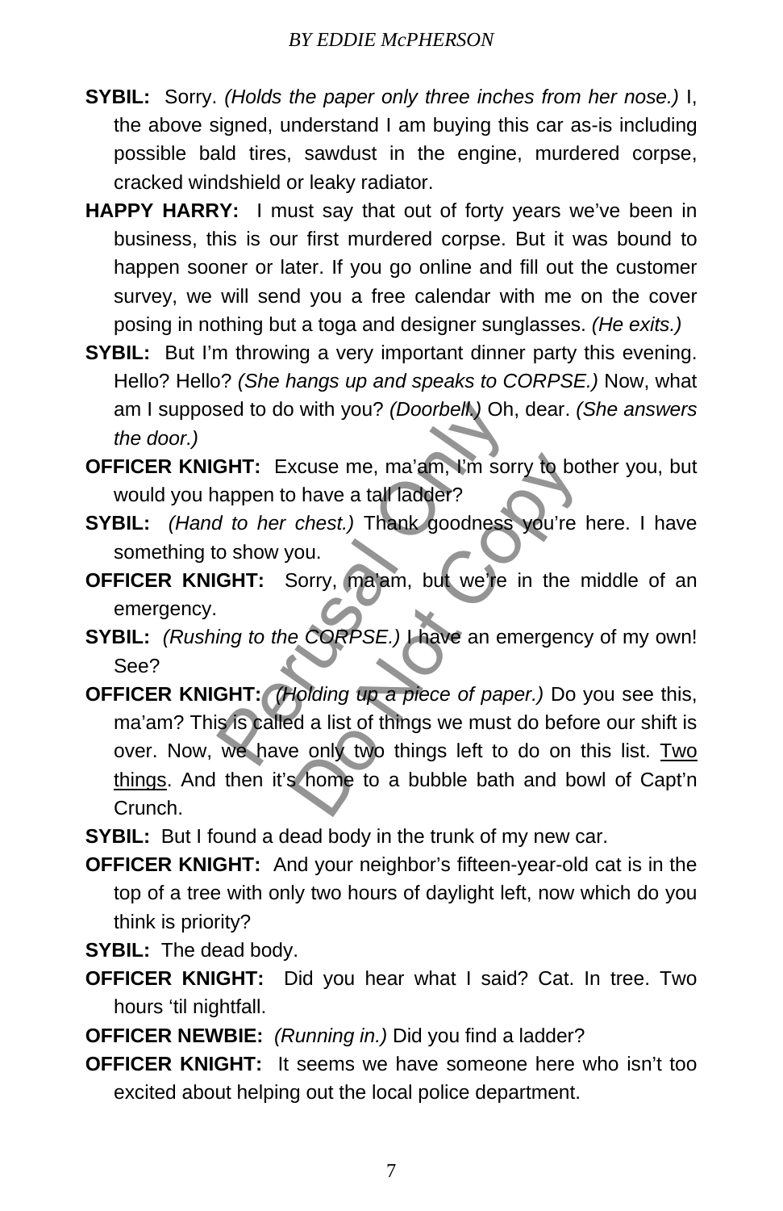**SYBIL:** Sorry. *(Holds the paper only three inches from her nose.)* I, the above signed, understand I am buying this car as-is including possible bald tires, sawdust in the engine, murdered corpse, cracked windshield or leaky radiator.

**HAPPY HARRY:** I must say that out of forty years we've been in business, this is our first murdered corpse. But it was bound to happen sooner or later. If you go online and fill out the customer survey, we will send you a free calendar with me on the cover posing in nothing but a toga and designer sunglasses. *(He exits.)*

**SYBIL:** But I'm throwing a very important dinner party this evening. Hello? Hello? *(She hangs up and speaks to CORPSE.)* Now, what am I supposed to do with you? *(Doorbell.)* Oh, dear. *(She answers the door.)*

**OFFICER KNIGHT:** Excuse me, ma'am, I'm sorry to bother you, but would you happen to have a tall ladder?

**SYBIL:** *(Hand to her chest.)* Thank goodness you're here. I have something to show you.

**OFFICER KNIGHT:** Sorry, ma'am, but we're in the middle of an emergency.

**SYBIL:** *(Rushing to the CORPSE.)* I have an emergency of my own! See?

**OFFICER KNIGHT:** *(Holding up a piece of paper.)* Do you see this, ma'am? This is called a list of things we must do before our shift is over. Now, we have only two things left to do on this list. <u>Two things</u>. And then it's home to a bubble bath and bowl of Capt'n Crunch.

**SYBIL:** But I found a dead body in the trunk of my new car.

**OFFICER KNIGHT:** And your neighbor's fifteen-year-old cat is in the top of a tree with only two hours of daylight left, now which do you think is priority?

**SYBIL:** The dead body.

**OFFICER KNIGHT:** Did you hear what I said? Cat. In tree. Two hours 'til nightfall.

**OFFICER NEWBIE:** *(Running in.)* Did you find a ladder?

**OFFICER KNIGHT:** It seems we have someone here who isn't too excited about helping out the local police department.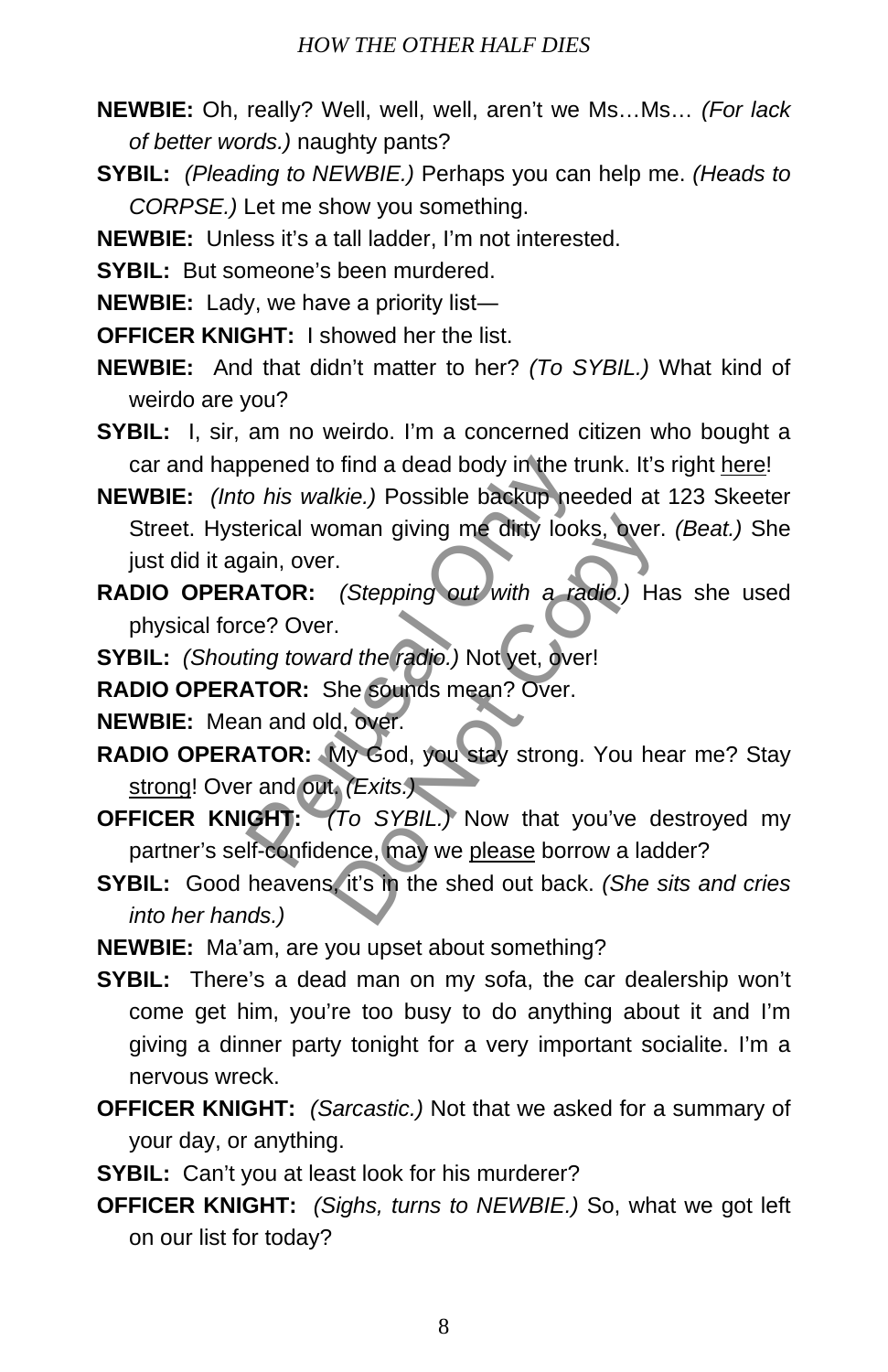**NEWBIE:** Oh, really? Well, well, well, aren't we Ms…Ms… *(For lack of better words.)* naughty pants?

**SYBIL:** *(Pleading to NEWBIE.)* Perhaps you can help me. *(Heads to CORPSE.)* Let me show you something.

**NEWBIE:** Unless it's a tall ladder, I'm not interested.

**SYBIL:** But someone's been murdered.

**NEWBIE:** Lady, we have a priority list—

**OFFICER KNIGHT:** I showed her the list.

**NEWBIE:** And that didn't matter to her? *(To SYBIL.)* What kind of weirdo are you?

**SYBIL:** I, sir, am no weirdo. I'm a concerned citizen who bought a car and happened to find a dead body in the trunk. It's right <u>here</u>!

**NEWBIE:** *(Into his walkie.)* Possible backup needed at 123 Skeeter Street. Hysterical woman giving me dirty looks, over. *(Beat.)* She just did it again, over.

**RADIO OPERATOR:** *(Stepping out with a radio.)* Has she used physical force? Over.

**SYBIL:** *(Shouting toward the radio.)* Not yet, over!

**RADIO OPERATOR:** She sounds mean? Over.

**NEWBIE:** Mean and old, over.

**RADIO OPERATOR:** My God, you stay strong. You hear me? Stay <u>strong</u>! Over and out. *(Exits.)*

**OFFICER KNIGHT:** *(To SYBIL.)* Now that you've destroyed my partner's self-confidence, may we <u>please</u> borrow a ladder?

**SYBIL:** Good heavens, it's in the shed out back. *(She sits and cries into her hands.)*

**NEWBIE:** Ma'am, are you upset about something?

**SYBIL:** There's a dead man on my sofa, the car dealership won't come get him, you're too busy to do anything about it and I'm giving a dinner party tonight for a very important socialite. I'm a nervous wreck.

**OFFICER KNIGHT:** *(Sarcastic.)* Not that we asked for a summary of your day, or anything.

**SYBIL:** Can't you at least look for his murderer?

**OFFICER KNIGHT:** *(Sighs, turns to NEWBIE.)* So, what we got left on our list for today?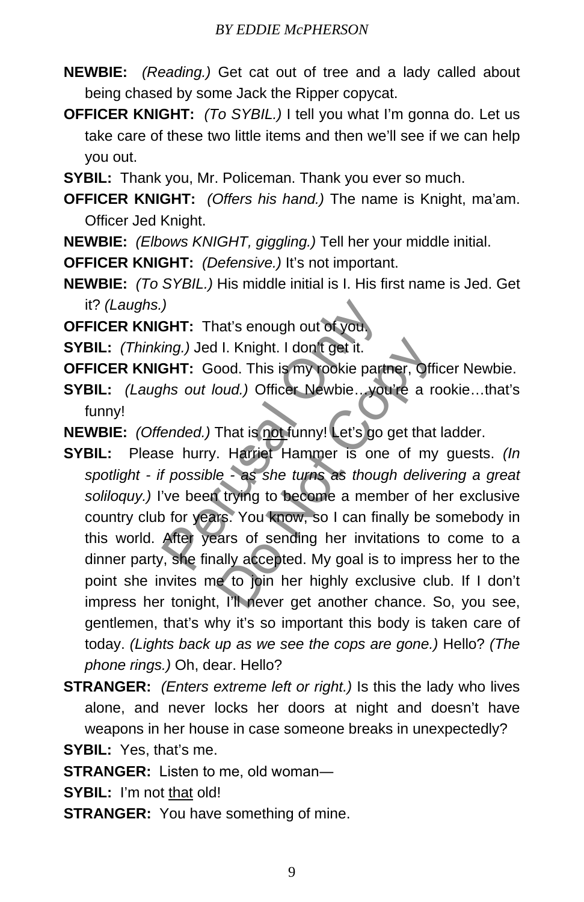**NEWBIE:** *(Reading.)* Get cat out of tree and a lady called about being chased by some Jack the Ripper copycat.

**OFFICER KNIGHT:** *(To SYBIL.)* I tell you what I'm gonna do. Let us take care of these two little items and then we'll see if we can help you out.

**SYBIL:** Thank you, Mr. Policeman. Thank you ever so much.

**OFFICER KNIGHT:** *(Offers his hand.)* The name is Knight, ma'am. Officer Jed Knight.

**NEWBIE:** *(Elbows KNIGHT, giggling.)* Tell her your middle initial.

**OFFICER KNIGHT:** *(Defensive.)* It's not important.

**NEWBIE:** *(To SYBIL.)* His middle initial is I. His first name is Jed. Get it? *(Laughs.)*

**OFFICER KNIGHT:** That's enough out of you.

**SYBIL:** *(Thinking.)* Jed I. Knight. I don't get it.

**OFFICER KNIGHT:** Good. This is my rookie partner, Officer Newbie.

**SYBIL:** *(Laughs out loud.)* Officer Newbie…you're a rookie…that's funny!

**NEWBIE:** *(Offended.)* That is <u>not</u> funny! Let's go get that ladder.

**SYBIL:** Please hurry. Harriet Hammer is one of my guests. *(In spotlight - if possible - as she turns as though delivering a great soliloquy.)* I've been trying to become a member of her exclusive country club for years. You know, so I can finally be somebody in this world. After years of sending her invitations to come to a dinner party, she finally accepted. My goal is to impress her to the point she invites me to join her highly exclusive club. If I don't impress her tonight, I'll never get another chance. So, you see, gentlemen, that's why it's so important this body is taken care of today. *(Lights back up as we see the cops are gone.)* Hello? *(The phone rings.)* Oh, dear. Hello?

**STRANGER:** *(Enters extreme left or right.)* Is this the lady who lives alone, and never locks her doors at night and doesn't have weapons in her house in case someone breaks in unexpectedly?

**SYBIL:** Yes, that's me.

**STRANGER:** Listen to me, old woman—

**SYBIL:** I'm not <u>that</u> old!

**STRANGER:** You have something of mine.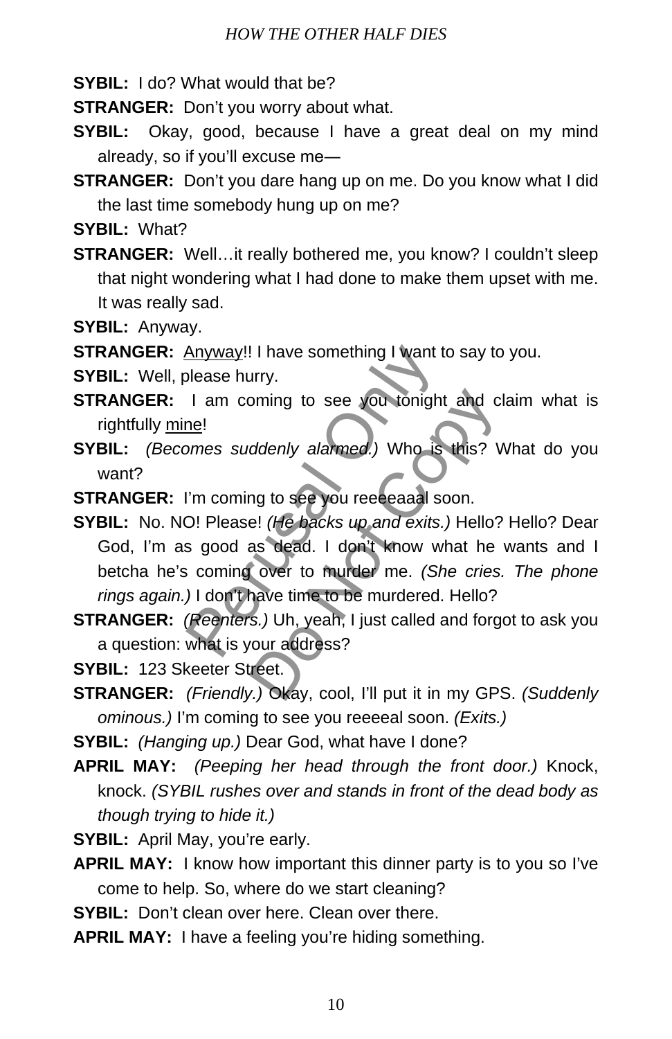**SYBIL:** I do? What would that be?

**STRANGER:** Don't you worry about what.

**SYBIL:** Okay, good, because I have a great deal on my mind already, so if you'll excuse me—

**STRANGER:** Don't you dare hang up on me. Do you know what I did the last time somebody hung up on me?

**SYBIL:** What?

**STRANGER:** Well…it really bothered me, you know? I couldn't sleep that night wondering what I had done to make them upset with me. It was really sad.

**SYBIL:** Anyway.

**STRANGER:** <u>Anyway</u>!! I have something I want to say to you.

**SYBIL:** Well, please hurry.

**STRANGER:** I am coming to see you tonight and claim what is rightfully <u>mine</u>!

**SYBIL:** *(Becomes suddenly alarmed.)* Who is this? What do you want?

**STRANGER:** I'm coming to see you reeeeaaal soon.

**SYBIL:** No. NO! Please! *(He backs up and exits.)* Hello? Hello? Dear God, I'm as good as dead. I don't know what he wants and I betcha he's coming over to murder me. *(She cries. The phone rings again.)* I don't have time to be murdered. Hello?

**STRANGER:** *(Reenters.)* Uh, yeah, I just called and forgot to ask you a question: what is your address?

**SYBIL:** 123 Skeeter Street.

**STRANGER:** *(Friendly.)* Okay, cool, I'll put it in my GPS. *(Suddenly ominous.)* I'm coming to see you reeeeal soon. *(Exits.)*

**SYBIL:** *(Hanging up.)* Dear God, what have I done?

**APRIL MAY:** *(Peeping her head through the front door.)* Knock, knock. *(SYBIL rushes over and stands in front of the dead body as though trying to hide it.)*

**SYBIL:** April May, you're early.

**APRIL MAY:** I know how important this dinner party is to you so I've come to help. So, where do we start cleaning?

**SYBIL:** Don't clean over here. Clean over there.

**APRIL MAY:** I have a feeling you're hiding something.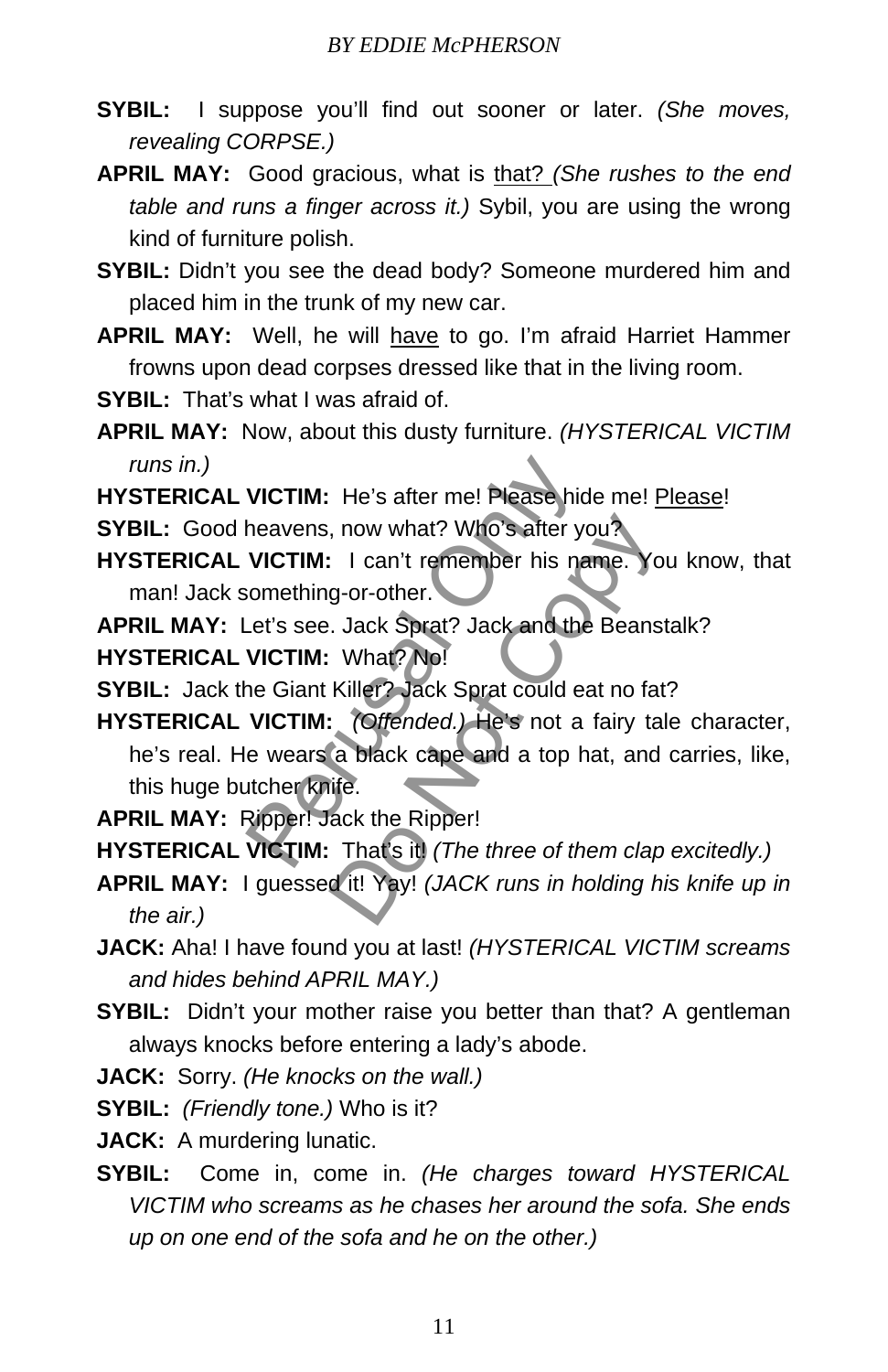**SYBIL:** I suppose you'll find out sooner or later. *(She moves, revealing CORPSE.)*

**APRIL MAY:** Good gracious, what is that? *(She rushes to the end table and runs a finger across it.)* Sybil, you are using the wrong kind of furniture polish.

**SYBIL:** Didn't you see the dead body? Someone murdered him and placed him in the trunk of my new car.

**APRIL MAY:** Well, he will have to go. I'm afraid Harriet Hammer frowns upon dead corpses dressed like that in the living room.

**SYBIL:** That's what I was afraid of.

**APRIL MAY:** Now, about this dusty furniture. *(HYSTERICAL VICTIM runs in.)*

**HYSTERICAL VICTIM:** He's after me! Please hide me! Please!

**SYBIL:** Good heavens, now what? Who's after you?

**HYSTERICAL VICTIM:** I can't remember his name. You know, that man! Jack something-or-other.

**APRIL MAY:** Let's see. Jack Sprat? Jack and the Beanstalk?

**HYSTERICAL VICTIM:** What? No!

**SYBIL:** Jack the Giant Killer? Jack Sprat could eat no fat?

**HYSTERICAL VICTIM:** *(Offended.)* He's not a fairy tale character, he's real. He wears a black cape and a top hat, and carries, like, this huge butcher knife.

**APRIL MAY:** Ripper! Jack the Ripper!

**HYSTERICAL VICTIM:** That's it! *(The three of them clap excitedly.)*

**APRIL MAY:** I guessed it! Yay! *(JACK runs in holding his knife up in the air.)*

**JACK:** Aha! I have found you at last! *(HYSTERICAL VICTIM screams and hides behind APRIL MAY.)*

**SYBIL:** Didn't your mother raise you better than that? A gentleman always knocks before entering a lady's abode.

**JACK:** Sorry. *(He knocks on the wall.)*

**SYBIL:** *(Friendly tone.)* Who is it?

**JACK:** A murdering lunatic.

**SYBIL:** Come in, come in. *(He charges toward HYSTERICAL VICTIM who screams as he chases her around the sofa. She ends up on one end of the sofa and he on the other.)*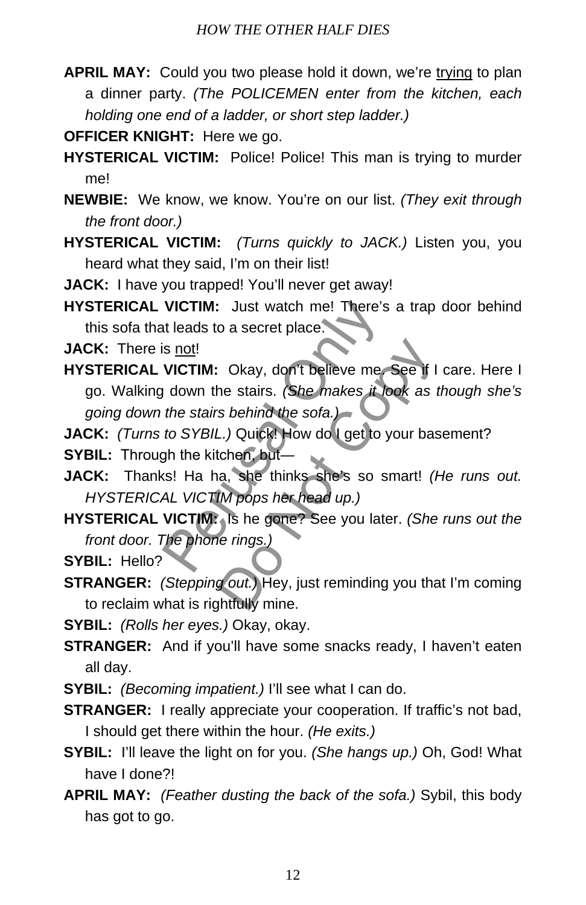**APRIL MAY:** Could you two please hold it down, we're trying to plan a dinner party. *(The POLICEMEN enter from the kitchen, each holding one end of a ladder, or short step ladder.)*

**OFFICER KNIGHT:** Here we go.

**HYSTERICAL VICTIM:** Police! Police! This man is trying to murder me!

**NEWBIE:** We know, we know. You're on our list. *(They exit through the front door.)*

**HYSTERICAL VICTIM:** *(Turns quickly to JACK.)* Listen you, you heard what they said, I'm on their list!

**JACK:** I have you trapped! You'll never get away!

**HYSTERICAL VICTIM:** Just watch me! There's a trap door behind this sofa that leads to a secret place.

**JACK:** There is not!

**HYSTERICAL VICTIM:** Okay, don't believe me. See if I care. Here I go. Walking down the stairs. *(She makes it look as though she's going down the stairs behind the sofa.)*

**JACK:** *(Turns to SYBIL.)* Quick! How do I get to your basement?

**SYBIL:** Through the kitchen, but—

**JACK:** Thanks! Ha ha, she thinks she's so smart! *(He runs out. HYSTERICAL VICTIM pops her head up.)*

**HYSTERICAL VICTIM:** Is he gone? See you later. *(She runs out the front door. The phone rings.)*

**SYBIL:** Hello?

**STRANGER:** *(Stepping out.)* Hey, just reminding you that I'm coming to reclaim what is rightfully mine.

**SYBIL:** *(Rolls her eyes.)* Okay, okay.

**STRANGER:** And if you'll have some snacks ready, I haven't eaten all day.

**SYBIL:** *(Becoming impatient.)* I'll see what I can do.

**STRANGER:** I really appreciate your cooperation. If traffic's not bad, I should get there within the hour. *(He exits.)*

**SYBIL:** I'll leave the light on for you. *(She hangs up.)* Oh, God! What have I done?!

**APRIL MAY:** *(Feather dusting the back of the sofa.)* Sybil, this body has got to go.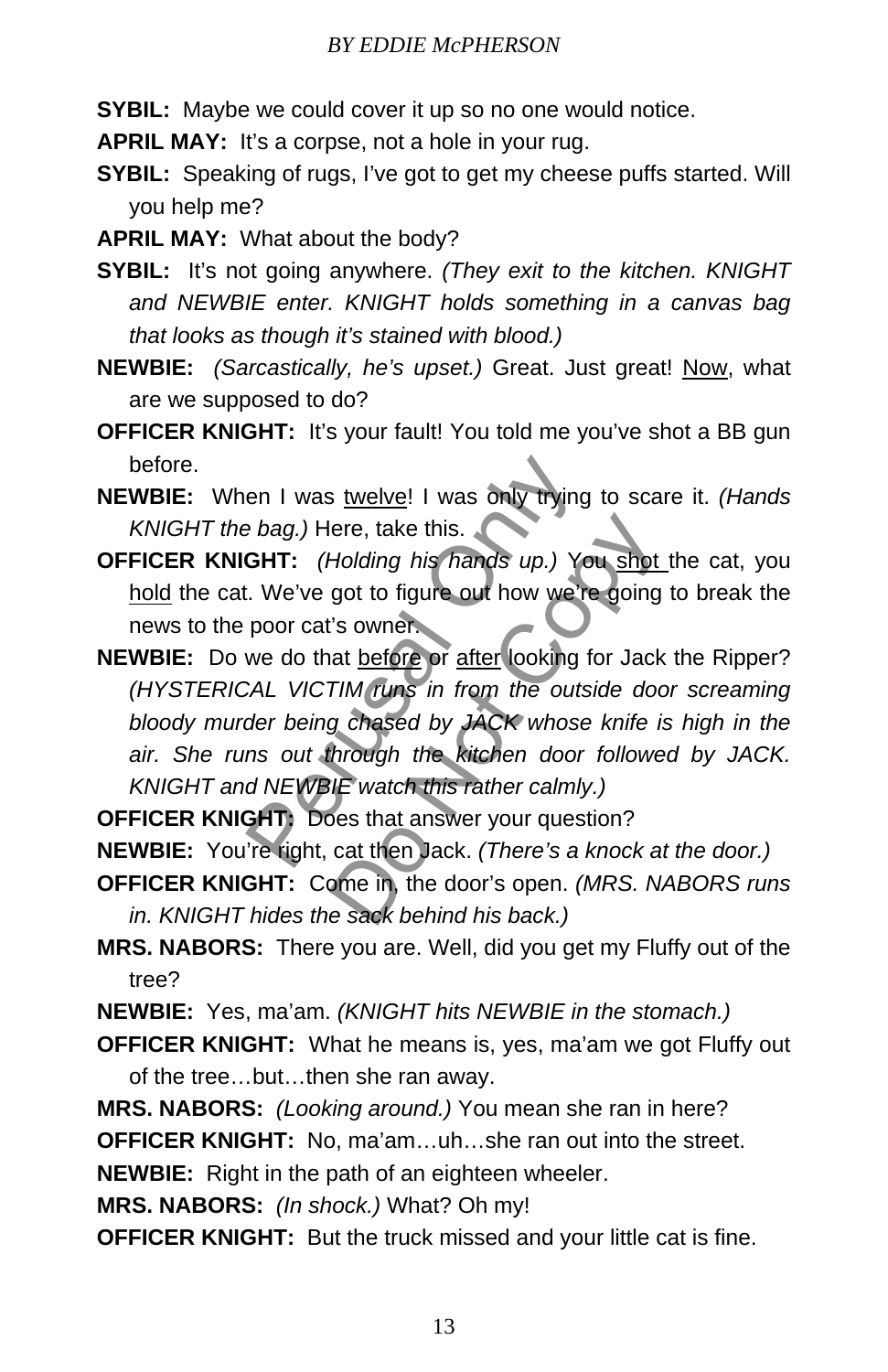**SYBIL:** Maybe we could cover it up so no one would notice.

**APRIL MAY:** It's a corpse, not a hole in your rug.

**SYBIL:** Speaking of rugs, I've got to get my cheese puffs started. Will you help me?

**APRIL MAY:** What about the body?

**SYBIL:** It's not going anywhere. *(They exit to the kitchen. KNIGHT and NEWBIE enter. KNIGHT holds something in a canvas bag that looks as though it's stained with blood.)*

**NEWBIE:** *(Sarcastically, he's upset.)* Great. Just great! <u>Now</u>, what are we supposed to do?

**OFFICER KNIGHT:** It's your fault! You told me you've shot a BB gun before.

**NEWBIE:** When I was <u>twelve</u>! I was only trying to scare it. *(Hands KNIGHT the bag.)* Here, take this.

**OFFICER KNIGHT:** *(Holding his hands up.)* You <u>shot</u> the cat, you <u>hold</u> the cat. We've got to figure out how we're going to break the news to the poor cat's owner.

**NEWBIE:** Do we do that <u>before</u> or <u>after</u> looking for Jack the Ripper? *(HYSTERICAL VICTIM runs in from the outside door screaming bloody murder being chased by JACK whose knife is high in the air. She runs out through the kitchen door followed by JACK. KNIGHT and NEWBIE watch this rather calmly.)*

**OFFICER KNIGHT:** Does that answer your question?

**NEWBIE:** You're right, cat then Jack. *(There's a knock at the door.)*

**OFFICER KNIGHT:** Come in, the door's open. *(MRS. NABORS runs in. KNIGHT hides the sack behind his back.)*

**MRS. NABORS:** There you are. Well, did you get my Fluffy out of the tree?

**NEWBIE:** Yes, ma'am. *(KNIGHT hits NEWBIE in the stomach.)*

**OFFICER KNIGHT:** What he means is, yes, ma'am we got Fluffy out of the tree…but…then she ran away.

**MRS. NABORS:** *(Looking around.)* You mean she ran in here?

**OFFICER KNIGHT:** No, ma'am…uh…she ran out into the street.

**NEWBIE:** Right in the path of an eighteen wheeler.

**MRS. NABORS:** *(In shock.)* What? Oh my!

**OFFICER KNIGHT:** But the truck missed and your little cat is fine.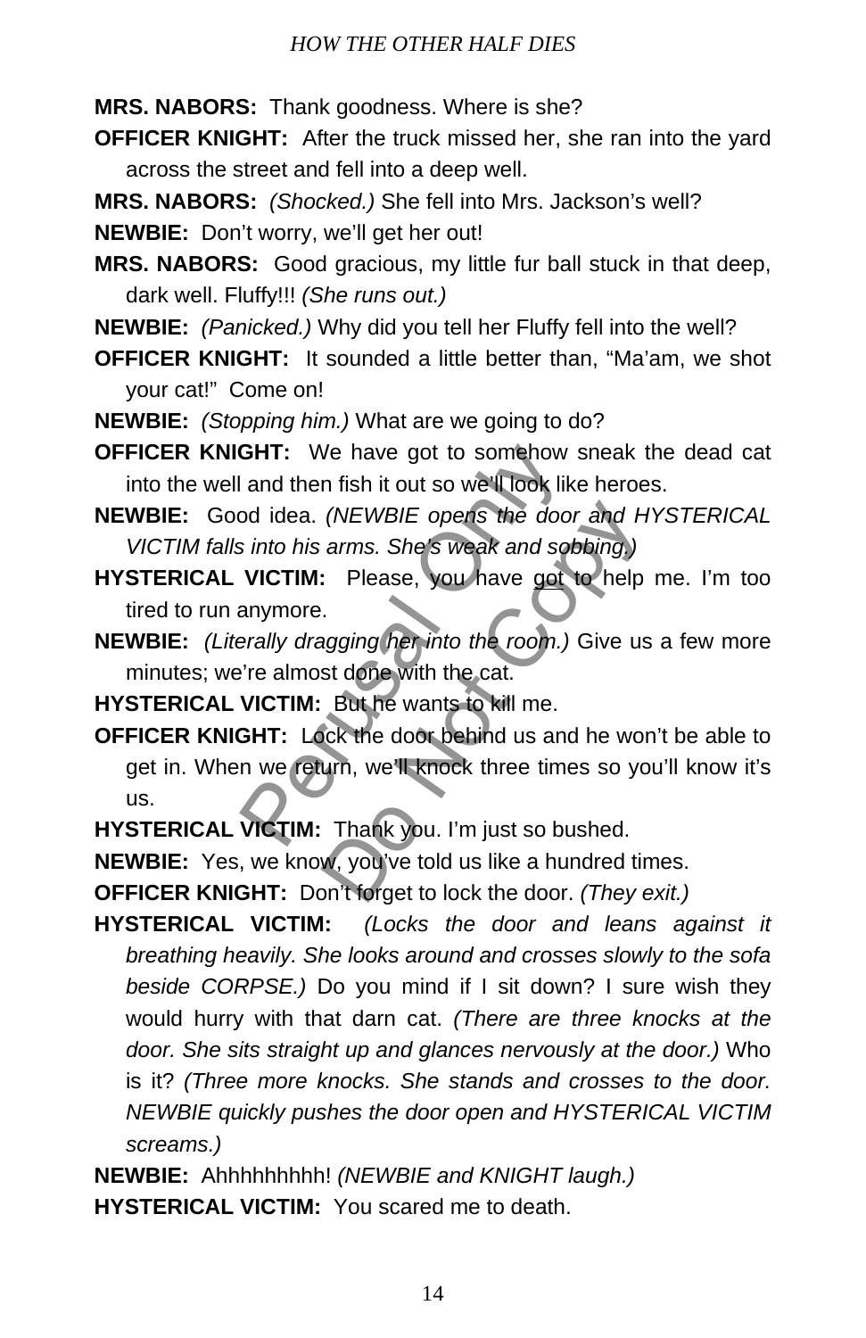**MRS. NABORS:** Thank goodness. Where is she?

**OFFICER KNIGHT:** After the truck missed her, she ran into the yard across the street and fell into a deep well.

**MRS. NABORS:** *(Shocked.)* She fell into Mrs. Jackson's well?

**NEWBIE:** Don't worry, we'll get her out!

**MRS. NABORS:** Good gracious, my little fur ball stuck in that deep, dark well. Fluffy!!! *(She runs out.)*

**NEWBIE:** *(Panicked.)* Why did you tell her Fluffy fell into the well?

**OFFICER KNIGHT:** It sounded a little better than, "Ma'am, we shot your cat!" Come on!

**NEWBIE:** *(Stopping him.)* What are we going to do?

**OFFICER KNIGHT:** We have got to somehow sneak the dead cat into the well and then fish it out so we'll look like heroes.

**NEWBIE:** Good idea. *(NEWBIE opens the door and HYSTERICAL VICTIM falls into his arms. She's weak and sobbing.)*

**HYSTERICAL VICTIM:** Please, you have got to help me. I'm too tired to run anymore.

**NEWBIE:** *(Literally dragging her into the room.)* Give us a few more minutes; we're almost done with the cat.

**HYSTERICAL VICTIM:** But he wants to kill me.

**OFFICER KNIGHT:** Lock the door behind us and he won't be able to get in. When we return, we'll knock three times so you'll know it's us.

**HYSTERICAL VICTIM:** Thank you. I'm just so bushed.

**NEWBIE:** Yes, we know, you've told us like a hundred times.

**OFFICER KNIGHT:** Don't forget to lock the door. *(They exit.)*

**HYSTERICAL VICTIM:** *(Locks the door and leans against it breathing heavily. She looks around and crosses slowly to the sofa beside CORPSE.)* Do you mind if I sit down? I sure wish they would hurry with that darn cat. *(There are three knocks at the door. She sits straight up and glances nervously at the door.)* Who is it? *(Three more knocks. She stands and crosses to the door. NEWBIE quickly pushes the door open and HYSTERICAL VICTIM screams.)*

**NEWBIE:** Ahhhhhhhhh! *(NEWBIE and KNIGHT laugh.)*

**HYSTERICAL VICTIM:** You scared me to death.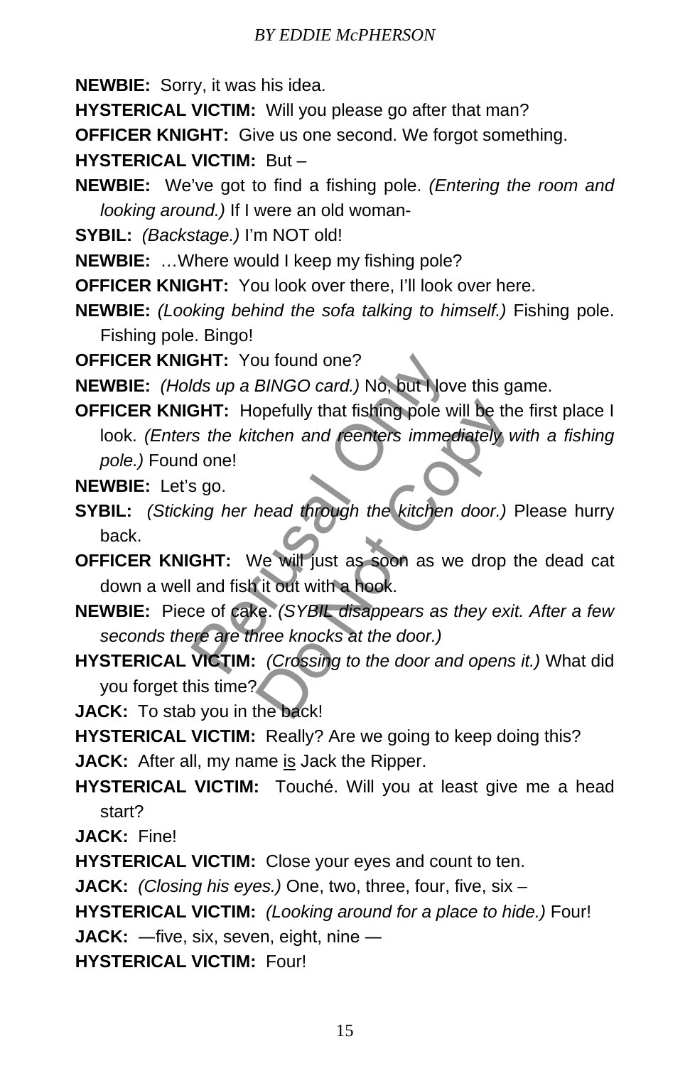**NEWBIE:** Sorry, it was his idea.

**HYSTERICAL VICTIM:** Will you please go after that man?

**OFFICER KNIGHT:** Give us one second. We forgot something.

**HYSTERICAL VICTIM:** But –

**NEWBIE:** We've got to find a fishing pole. *(Entering the room and looking around.)* If I were an old woman-

**SYBIL:** *(Backstage.)* I'm NOT old!

**NEWBIE:** …Where would I keep my fishing pole?

**OFFICER KNIGHT:** You look over there, I'll look over here.

**NEWBIE:** *(Looking behind the sofa talking to himself.)* Fishing pole. Fishing pole. Bingo!

**OFFICER KNIGHT:** You found one?

**NEWBIE:** *(Holds up a BINGO card.)* No, but I love this game.

**OFFICER KNIGHT:** Hopefully that fishing pole will be the first place I look. *(Enters the kitchen and reenters immediately with a fishing pole.)* Found one!

**NEWBIE:** Let's go.

**SYBIL:** *(Sticking her head through the kitchen door.)* Please hurry back.

**OFFICER KNIGHT:** We will just as soon as we drop the dead cat down a well and fish it out with a hook.

**NEWBIE:** Piece of cake. *(SYBIL disappears as they exit. After a few seconds there are three knocks at the door.)*

**HYSTERICAL VICTIM:** *(Crossing to the door and opens it.)* What did you forget this time?

**JACK:** To stab you in the back!

**HYSTERICAL VICTIM:** Really? Are we going to keep doing this?

**JACK:** After all, my name is Jack the Ripper.

**HYSTERICAL VICTIM:** Touché. Will you at least give me a head start?

**JACK:** Fine!

**HYSTERICAL VICTIM:** Close your eyes and count to ten.

**JACK:** *(Closing his eyes.)* One, two, three, four, five, six –

**HYSTERICAL VICTIM:** *(Looking around for a place to hide.)* Four!

**JACK:** —five, six, seven, eight, nine —

**HYSTERICAL VICTIM:** Four!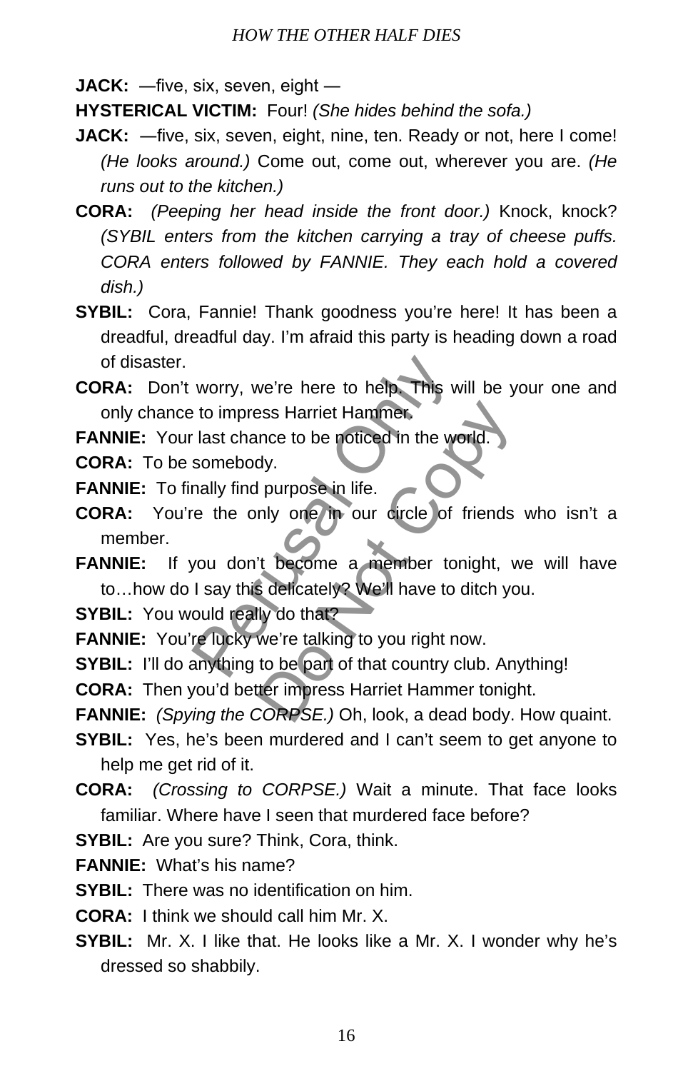**JACK:** —five, six, seven, eight —

**HYSTERICAL VICTIM:** Four! *(She hides behind the sofa.)*

**JACK:** —five, six, seven, eight, nine, ten. Ready or not, here I come! *(He looks around.)* Come out, come out, wherever you are. *(He runs out to the kitchen.)*

**CORA:** *(Peeping her head inside the front door.)* Knock, knock? *(SYBIL enters from the kitchen carrying a tray of cheese puffs. CORA enters followed by FANNIE. They each hold a covered dish.)*

**SYBIL:** Cora, Fannie! Thank goodness you're here! It has been a dreadful, dreadful day. I'm afraid this party is heading down a road of disaster.

**CORA:** Don't worry, we're here to help. This will be your one and only chance to impress Harriet Hammer.

**FANNIE:** Your last chance to be noticed in the world.

**CORA:** To be somebody.

**FANNIE:** To finally find purpose in life.

**CORA:** You're the only one in our circle of friends who isn't a member.

**FANNIE:** If you don't become a member tonight, we will have to…how do I say this delicately? We'll have to ditch you.

**SYBIL:** You would really do that?

**FANNIE:** You're lucky we're talking to you right now.

**SYBIL:** I'll do anything to be part of that country club. Anything!

**CORA:** Then you'd better impress Harriet Hammer tonight.

**FANNIE:** *(Spying the CORPSE.)* Oh, look, a dead body. How quaint.

**SYBIL:** Yes, he's been murdered and I can't seem to get anyone to help me get rid of it.

**CORA:** *(Crossing to CORPSE.)* Wait a minute. That face looks familiar. Where have I seen that murdered face before?

**SYBIL:** Are you sure? Think, Cora, think.

**FANNIE:** What's his name?

**SYBIL:** There was no identification on him.

**CORA:** I think we should call him Mr. X.

**SYBIL:** Mr. X. I like that. He looks like a Mr. X. I wonder why he's dressed so shabbily.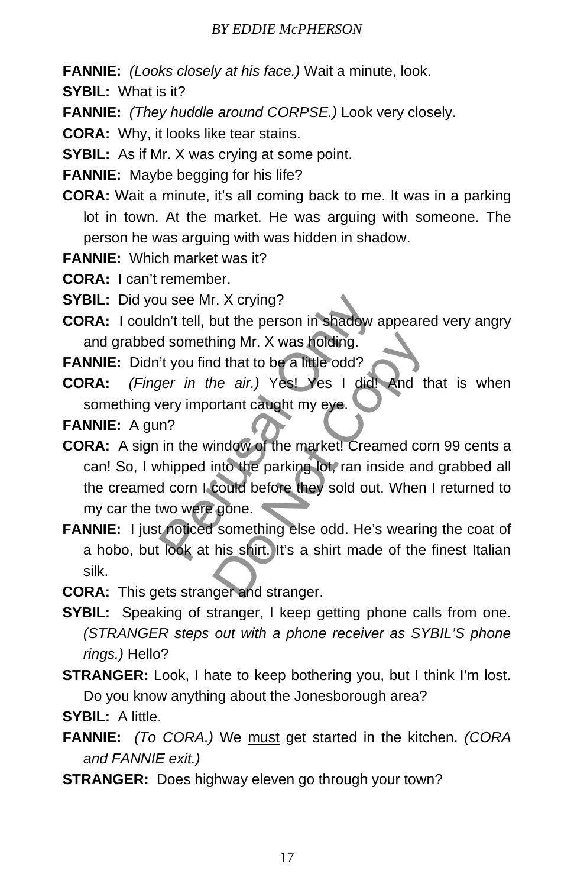**FANNIE:** *(Looks closely at his face.)* Wait a minute, look.

**SYBIL:** What is it?

**FANNIE:** *(They huddle around CORPSE.)* Look very closely.

**CORA:** Why, it looks like tear stains.

**SYBIL:** As if Mr. X was crying at some point.

**FANNIE:** Maybe begging for his life?

**CORA:** Wait a minute, it's all coming back to me. It was in a parking lot in town. At the market. He was arguing with someone. The person he was arguing with was hidden in shadow.

**FANNIE:** Which market was it?

**CORA:** I can't remember.

**SYBIL:** Did you see Mr. X crying?

**CORA:** I couldn't tell, but the person in shadow appeared very angry and grabbed something Mr. X was holding.

**FANNIE:** Didn't you find that to be a little odd?

**CORA:** *(Finger in the air.)* Yes! Yes I did! And that is when something very important caught my eye.

**FANNIE:** A gun?

**CORA:** A sign in the window of the market! Creamed corn 99 cents a can! So, I whipped into the parking lot, ran inside and grabbed all the creamed corn I could before they sold out. When I returned to my car the two were gone.

**FANNIE:** I just noticed something else odd. He's wearing the coat of a hobo, but look at his shirt. It's a shirt made of the finest Italian silk.

**CORA:** This gets stranger and stranger.

**SYBIL:** Speaking of stranger, I keep getting phone calls from one. *(STRANGER steps out with a phone receiver as SYBIL'S phone rings.)* Hello?

**STRANGER:** Look, I hate to keep bothering you, but I think I'm lost. Do you know anything about the Jonesborough area?

**SYBIL:** A little.

**FANNIE:** *(To CORA.)* We <u>must</u> get started in the kitchen. *(CORA and FANNIE exit.)*

**STRANGER:** Does highway eleven go through your town?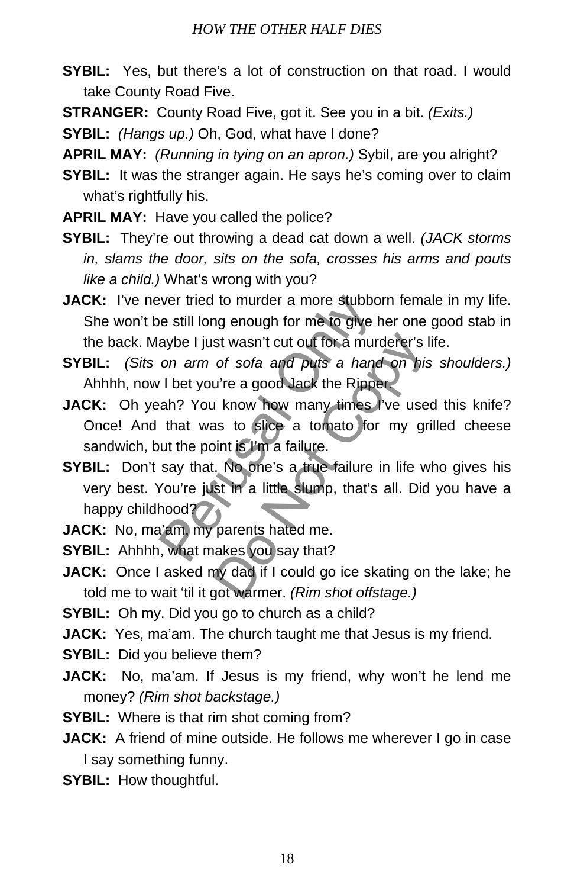**SYBIL:** Yes, but there's a lot of construction on that road. I would take County Road Five.

**STRANGER:** County Road Five, got it. See you in a bit. *(Exits.)*

**SYBIL:** *(Hangs up.)* Oh, God, what have I done?

**APRIL MAY:** *(Running in tying on an apron.)* Sybil, are you alright?

**SYBIL:** It was the stranger again. He says he's coming over to claim what's rightfully his.

**APRIL MAY:** Have you called the police?

**SYBIL:** They're out throwing a dead cat down a well. *(JACK storms in, slams the door, sits on the sofa, crosses his arms and pouts like a child.)* What's wrong with you?

**JACK:** I've never tried to murder a more stubborn female in my life. She won't be still long enough for me to give her one good stab in the back. Maybe I just wasn't cut out for a murderer's life.

**SYBIL:** *(Sits on arm of sofa and puts a hand on his shoulders.)* Ahhhh, now I bet you're a good Jack the Ripper.

**JACK:** Oh yeah? You know how many times I've used this knife? Once! And that was to slice a tomato for my grilled cheese sandwich, but the point is I'm a failure.

**SYBIL:** Don't say that. No one's a true failure in life who gives his very best. You're just in a little slump, that's all. Did you have a happy childhood?

**JACK:** No, ma'am, my parents hated me.

**SYBIL:** Ahhhh, what makes you say that?

**JACK:** Once I asked my dad if I could go ice skating on the lake; he told me to wait 'til it got warmer. *(Rim shot offstage.)*

**SYBIL:** Oh my. Did you go to church as a child?

**JACK:** Yes, ma'am. The church taught me that Jesus is my friend.

**SYBIL:** Did you believe them?

**JACK:** No, ma'am. If Jesus is my friend, why won't he lend me money? *(Rim shot backstage.)*

**SYBIL:** Where is that rim shot coming from?

**JACK:** A friend of mine outside. He follows me wherever I go in case I say something funny.

**SYBIL:** How thoughtful.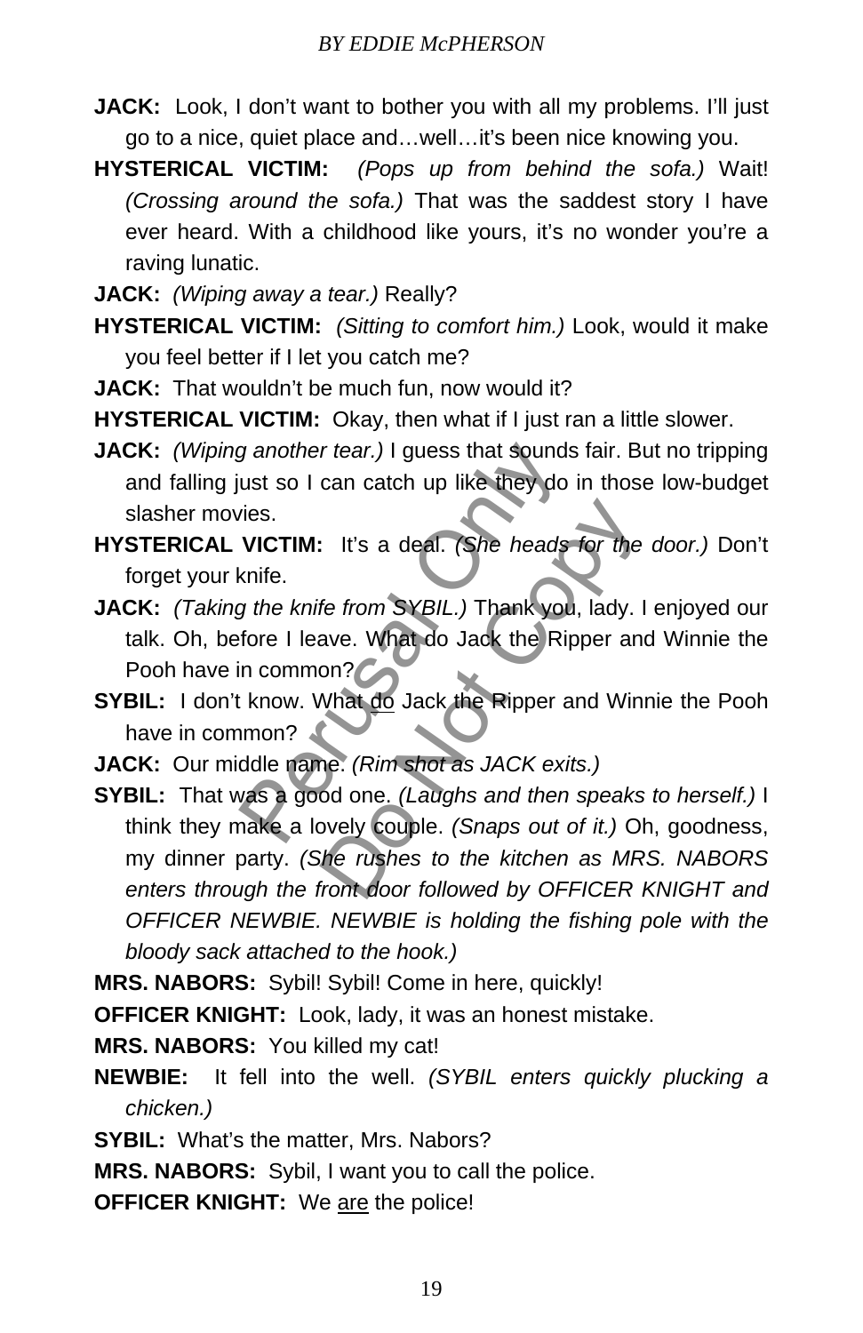**JACK:** Look, I don't want to bother you with all my problems. I'll just go to a nice, quiet place and…well…it's been nice knowing you.

**HYSTERICAL VICTIM:** *(Pops up from behind the sofa.)* Wait! *(Crossing around the sofa.)* That was the saddest story I have ever heard. With a childhood like yours, it's no wonder you're a raving lunatic.

**JACK:** *(Wiping away a tear.)* Really?

**HYSTERICAL VICTIM:** *(Sitting to comfort him.)* Look, would it make you feel better if I let you catch me?

**JACK:** That wouldn't be much fun, now would it?

**HYSTERICAL VICTIM:** Okay, then what if I just ran a little slower.

**JACK:** *(Wiping another tear.)* I guess that sounds fair. But no tripping and falling just so I can catch up like they do in those low-budget slasher movies.

**HYSTERICAL VICTIM:** It's a deal. *(She heads for the door.)* Don't forget your knife.

**JACK:** *(Taking the knife from SYBIL.)* Thank you, lady. I enjoyed our talk. Oh, before I leave. What do Jack the Ripper and Winnie the Pooh have in common?

**SYBIL:** I don't know. What <u>do</u> Jack the Ripper and Winnie the Pooh have in common?

**JACK:** Our middle name. *(Rim shot as JACK exits.)*

**SYBIL:** That was a good one. *(Laughs and then speaks to herself.)* I think they make a lovely couple. *(Snaps out of it.)* Oh, goodness, my dinner party. *(She rushes to the kitchen as MRS. NABORS enters through the front door followed by OFFICER KNIGHT and OFFICER NEWBIE. NEWBIE is holding the fishing pole with the bloody sack attached to the hook.)*

**MRS. NABORS:** Sybil! Sybil! Come in here, quickly!

**OFFICER KNIGHT:** Look, lady, it was an honest mistake.

**MRS. NABORS:** You killed my cat!

**NEWBIE:** It fell into the well. *(SYBIL enters quickly plucking a chicken.)*

**SYBIL:** What's the matter, Mrs. Nabors?

**MRS. NABORS:** Sybil, I want you to call the police.

**OFFICER KNIGHT:** We <u>are</u> the police!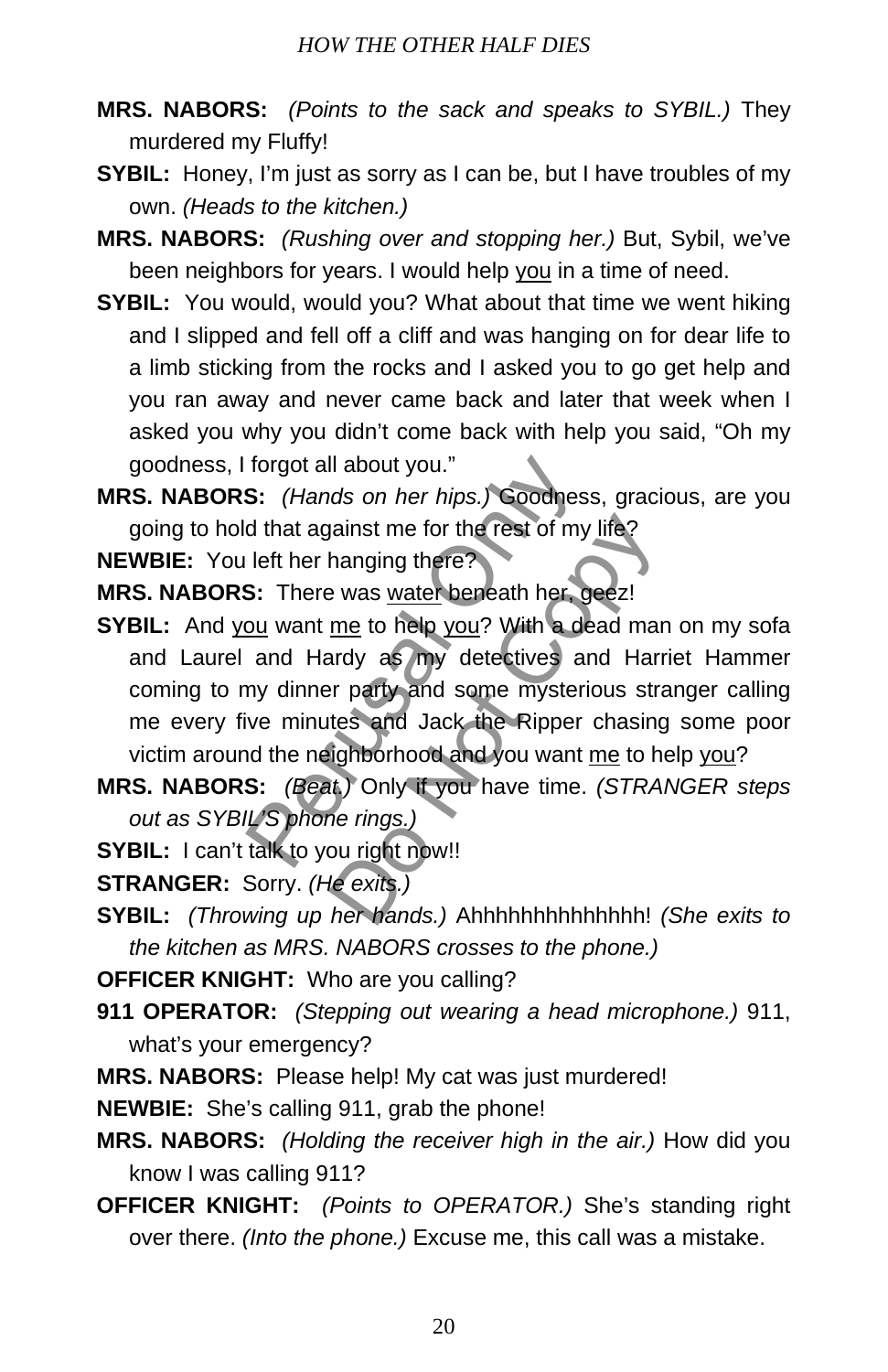**MRS. NABORS:** *(Points to the sack and speaks to SYBIL.)* They murdered my Fluffy!

**SYBIL:** Honey, I'm just as sorry as I can be, but I have troubles of my own. *(Heads to the kitchen.)*

**MRS. NABORS:** *(Rushing over and stopping her.)* But, Sybil, we've been neighbors for years. I would help <u>you</u> in a time of need.

**SYBIL:** You would, would you? What about that time we went hiking and I slipped and fell off a cliff and was hanging on for dear life to a limb sticking from the rocks and I asked you to go get help and you ran away and never came back and later that week when I asked you why you didn't come back with help you said, "Oh my goodness, I forgot all about you."

**MRS. NABORS:** *(Hands on her hips.)* Goodness, gracious, are you going to hold that against me for the rest of my life?

**NEWBIE:** You left her hanging there?

**MRS. NABORS:** There was <u>water</u> beneath her, geez!

**SYBIL:** And <u>you</u> want <u>me</u> to help <u>you</u>? With a dead man on my sofa and Laurel and Hardy as my detectives and Harriet Hammer coming to my dinner party and some mysterious stranger calling me every five minutes and Jack the Ripper chasing some poor victim around the neighborhood and you want <u>me</u> to help <u>you</u>?

**MRS. NABORS:** *(Beat.)* Only if you have time. *(STRANGER steps out as SYBIL'S phone rings.)*

**SYBIL:** I can't talk to you right now!!

**STRANGER:** Sorry. *(He exits.)*

**SYBIL:** *(Throwing up her hands.)* Ahhhhhhhhhhhhhh! *(She exits to the kitchen as MRS. NABORS crosses to the phone.)*

**OFFICER KNIGHT:** Who are you calling?

**911 OPERATOR:** *(Stepping out wearing a head microphone.)* 911, what's your emergency?

**MRS. NABORS:** Please help! My cat was just murdered!

**NEWBIE:** She's calling 911, grab the phone!

**MRS. NABORS:** *(Holding the receiver high in the air.)* How did you know I was calling 911?

**OFFICER KNIGHT:** *(Points to OPERATOR.)* She's standing right over there. *(Into the phone.)* Excuse me, this call was a mistake.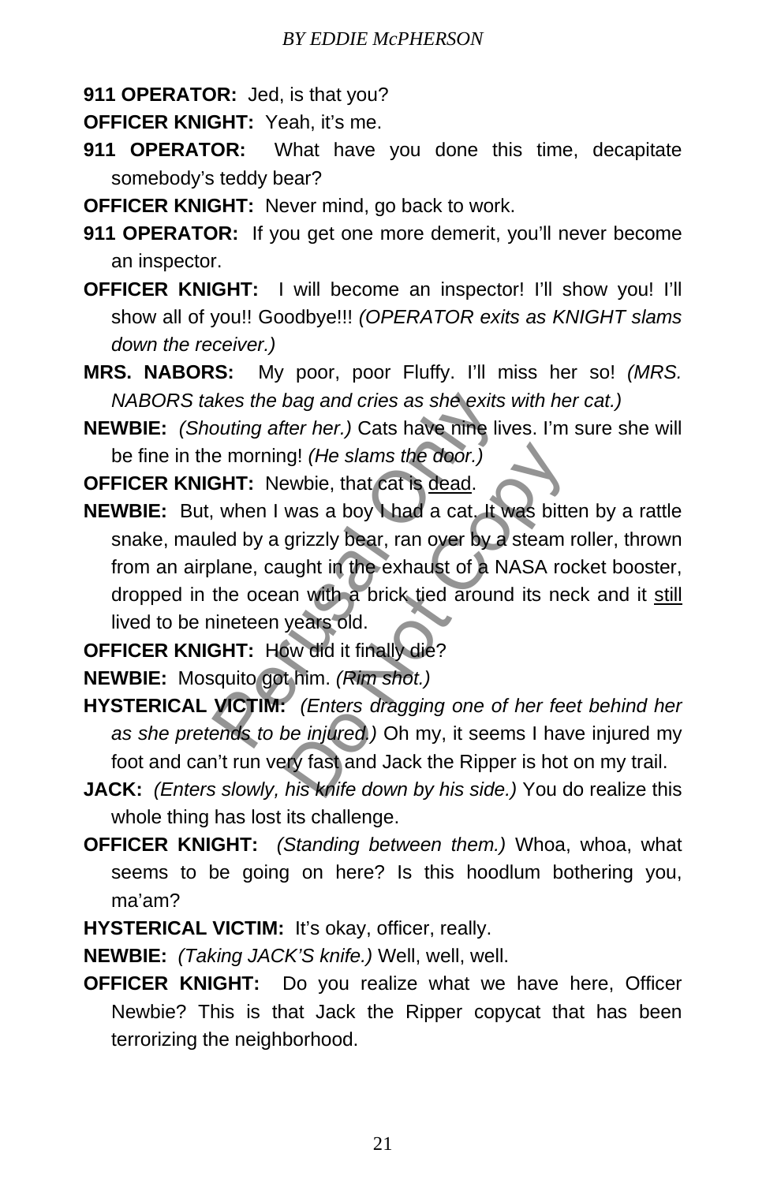**911 OPERATOR:** Jed, is that you?

**OFFICER KNIGHT:** Yeah, it's me.

**911 OPERATOR:** What have you done this time, decapitate somebody's teddy bear?

**OFFICER KNIGHT:** Never mind, go back to work.

**911 OPERATOR:** If you get one more demerit, you'll never become an inspector.

**OFFICER KNIGHT:** I will become an inspector! I'll show you! I'll show all of you!! Goodbye!!! *(OPERATOR exits as KNIGHT slams down the receiver.)*

**MRS. NABORS:** My poor, poor Fluffy. I'll miss her so! *(MRS. NABORS takes the bag and cries as she exits with her cat.)*

**NEWBIE:** *(Shouting after her.)* Cats have nine lives. I'm sure she will be fine in the morning! *(He slams the door.)*

**OFFICER KNIGHT:** Newbie, that cat is <u>dead</u>.

**NEWBIE:** But, when I was a boy I had a cat. It was bitten by a rattle snake, mauled by a grizzly bear, ran over by a steam roller, thrown from an airplane, caught in the exhaust of a NASA rocket booster, dropped in the ocean with a brick tied around its neck and it <u>still</u> lived to be nineteen years old.

**OFFICER KNIGHT:** How did it finally die?

**NEWBIE:** Mosquito got him. *(Rim shot.)*

**HYSTERICAL VICTIM:** *(Enters dragging one of her feet behind her as she pretends to be injured.)* Oh my, it seems I have injured my foot and can't run very fast and Jack the Ripper is hot on my trail.

**JACK:** *(Enters slowly, his knife down by his side.)* You do realize this whole thing has lost its challenge.

**OFFICER KNIGHT:** *(Standing between them.)* Whoa, whoa, what seems to be going on here? Is this hoodlum bothering you, ma'am?

**HYSTERICAL VICTIM:** It's okay, officer, really.

**NEWBIE:** *(Taking JACK'S knife.)* Well, well, well.

**OFFICER KNIGHT:** Do you realize what we have here, Officer Newbie? This is that Jack the Ripper copycat that has been terrorizing the neighborhood.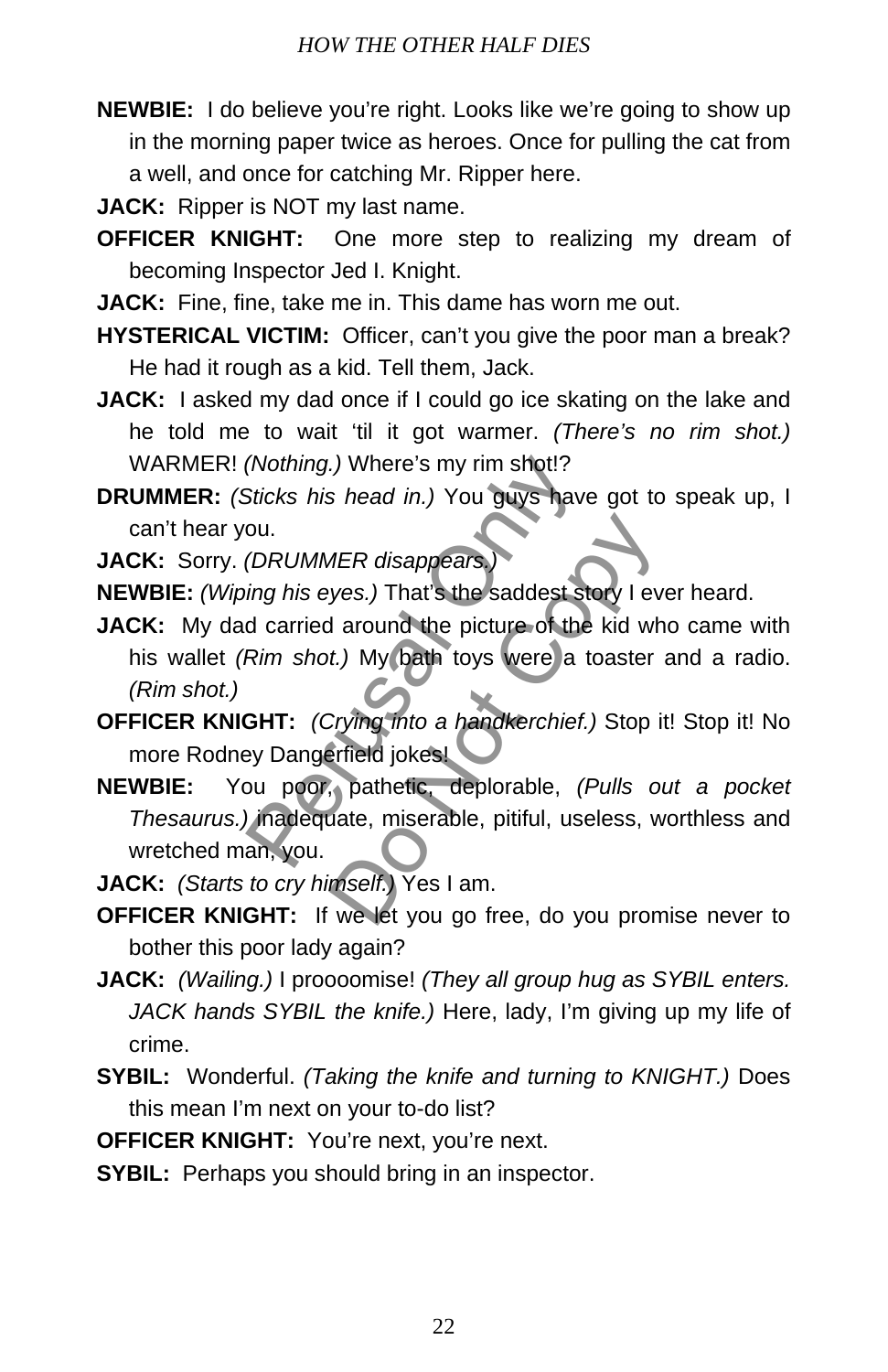**NEWBIE:** I do believe you're right. Looks like we're going to show up in the morning paper twice as heroes. Once for pulling the cat from a well, and once for catching Mr. Ripper here.

**JACK:** Ripper is NOT my last name.

**OFFICER KNIGHT:** One more step to realizing my dream of becoming Inspector Jed I. Knight.

**JACK:** Fine, fine, take me in. This dame has worn me out.

**HYSTERICAL VICTIM:** Officer, can't you give the poor man a break? He had it rough as a kid. Tell them, Jack.

**JACK:** I asked my dad once if I could go ice skating on the lake and he told me to wait 'til it got warmer. *(There's no rim shot.)* WARMER! *(Nothing.)* Where's my rim shot!?

**DRUMMER:** *(Sticks his head in.)* You guys have got to speak up, I can't hear you.

**JACK:** Sorry. *(DRUMMER disappears.)*

**NEWBIE:** *(Wiping his eyes.)* That's the saddest story I ever heard.

**JACK:** My dad carried around the picture of the kid who came with his wallet *(Rim shot.)* My bath toys were a toaster and a radio. *(Rim shot.)*

**OFFICER KNIGHT:** *(Crying into a handkerchief.)* Stop it! Stop it! No more Rodney Dangerfield jokes!

**NEWBIE:** You poor, pathetic, deplorable, *(Pulls out a pocket Thesaurus.)* inadequate, miserable, pitiful, useless, worthless and wretched man, you.

**JACK:** *(Starts to cry himself.)* Yes I am.

**OFFICER KNIGHT:** If we let you go free, do you promise never to bother this poor lady again?

**JACK:** *(Wailing.)* I proooomise! *(They all group hug as SYBIL enters. JACK hands SYBIL the knife.)* Here, lady, I'm giving up my life of crime.

**SYBIL:** Wonderful. *(Taking the knife and turning to KNIGHT.)* Does this mean I'm next on your to-do list?

**OFFICER KNIGHT:** You're next, you're next.

**SYBIL:** Perhaps you should bring in an inspector.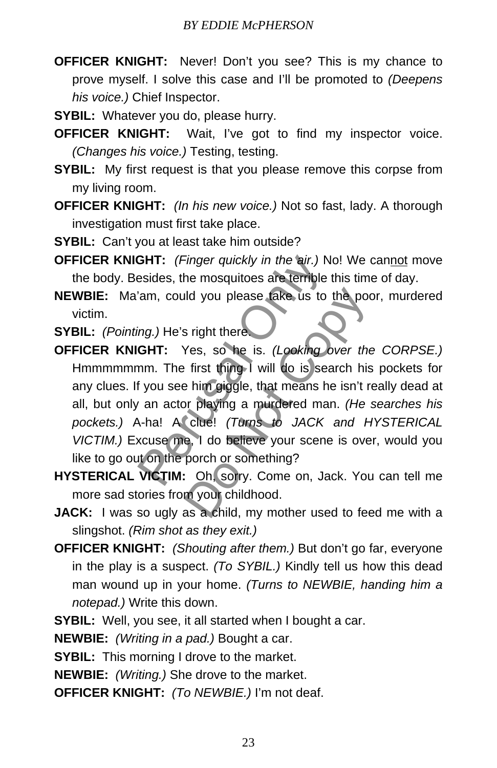**OFFICER KNIGHT:** Never! Don't you see? This is my chance to prove myself. I solve this case and I'll be promoted to *(Deepens his voice.)* Chief Inspector.

**SYBIL:** Whatever you do, please hurry.

**OFFICER KNIGHT:** Wait, I've got to find my inspector voice. *(Changes his voice.)* Testing, testing.

**SYBIL:** My first request is that you please remove this corpse from my living room.

**OFFICER KNIGHT:** *(In his new voice.)* Not so fast, lady. A thorough investigation must first take place.

**SYBIL:** Can't you at least take him outside?

**OFFICER KNIGHT:** *(Finger quickly in the air.)* No! We can<u>not</u> move the body. Besides, the mosquitoes are terrible this time of day.

**NEWBIE:** Ma'am, could you please take us to the poor, murdered victim.

**SYBIL:** *(Pointing.)* He's right there.

**OFFICER KNIGHT:** Yes, so he is. *(Looking over the CORPSE.)* Hmmmmmmm. The first thing I will do is search his pockets for any clues. If you see him giggle, that means he isn't really dead at all, but only an actor playing a murdered man. *(He searches his pockets.)* A-ha! A clue! *(Turns to JACK and HYSTERICAL VICTIM.)* Excuse me, I do believe your scene is over, would you like to go out on the porch or something?

**HYSTERICAL VICTIM:** Oh, sorry. Come on, Jack. You can tell me more sad stories from your childhood.

**JACK:** I was so ugly as a child, my mother used to feed me with a slingshot. *(Rim shot as they exit.)*

**OFFICER KNIGHT:** *(Shouting after them.)* But don't go far, everyone in the play is a suspect. *(To SYBIL.)* Kindly tell us how this dead man wound up in your home. *(Turns to NEWBIE, handing him a notepad.)* Write this down.

**SYBIL:** Well, you see, it all started when I bought a car.

**NEWBIE:** *(Writing in a pad.)* Bought a car.

**SYBIL:** This morning I drove to the market.

**NEWBIE:** *(Writing.)* She drove to the market.

**OFFICER KNIGHT:** *(To NEWBIE.)* I'm not deaf.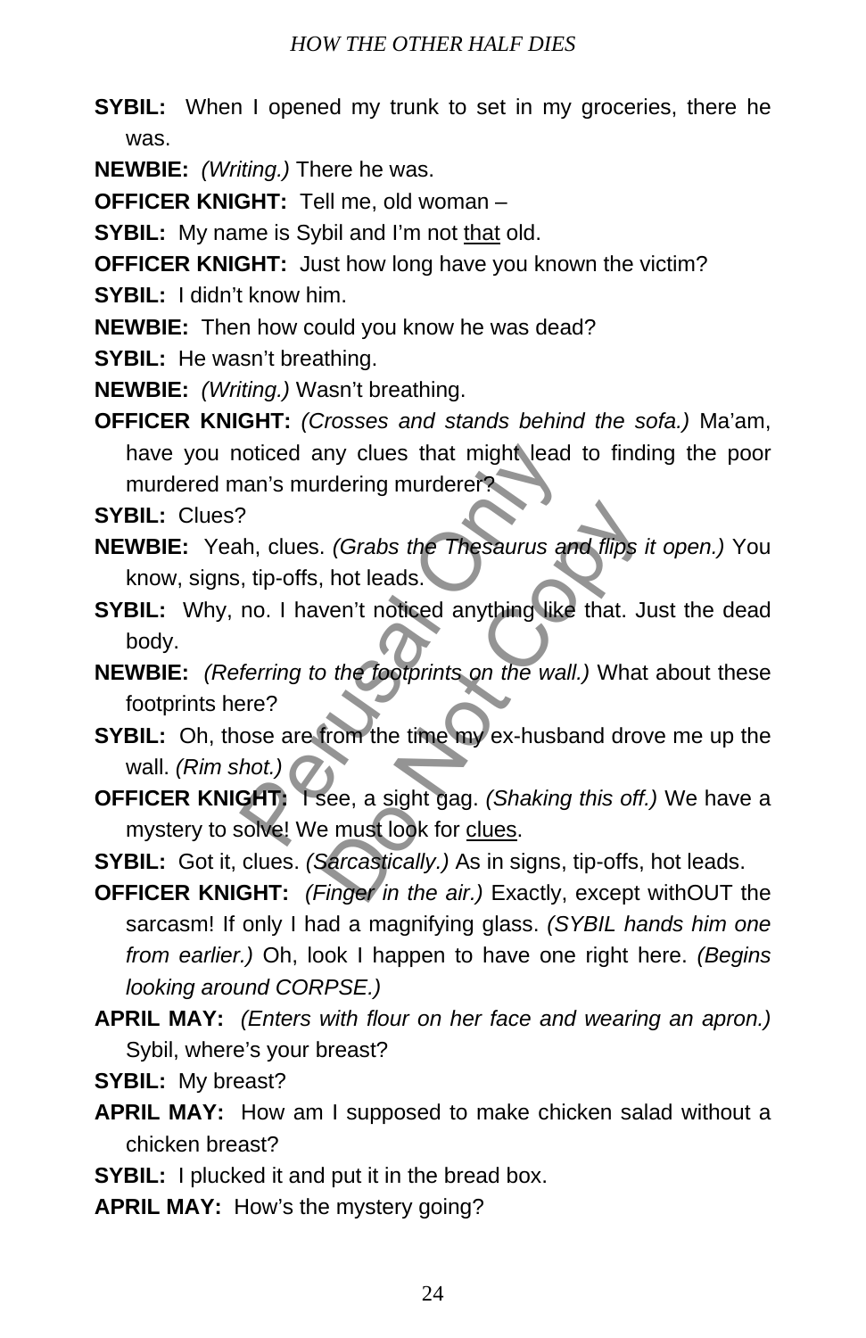**SYBIL:** When I opened my trunk to set in my groceries, there he was.

**NEWBIE:** *(Writing.)* There he was.

**OFFICER KNIGHT:** Tell me, old woman –

**SYBIL:** My name is Sybil and I'm not <u>that</u> old.

**OFFICER KNIGHT:** Just how long have you known the victim?

**SYBIL:** I didn't know him.

**NEWBIE:** Then how could you know he was dead?

**SYBIL:** He wasn't breathing.

**NEWBIE:** *(Writing.)* Wasn't breathing.

**OFFICER KNIGHT:** *(Crosses and stands behind the sofa.)* Ma'am, have you noticed any clues that might lead to finding the poor murdered man's murdering murderer?

**SYBIL:** Clues?

**NEWBIE:** Yeah, clues. *(Grabs the Thesaurus and flips it open.)* You know, signs, tip-offs, hot leads.

**SYBIL:** Why, no. I haven't noticed anything like that. Just the dead body.

**NEWBIE:** *(Referring to the footprints on the wall.)* What about these footprints here?

**SYBIL:** Oh, those are from the time my ex-husband drove me up the wall. *(Rim shot.)*

**OFFICER KNIGHT:** I see, a sight gag. *(Shaking this off.)* We have a mystery to solve! We must look for <u>clues</u>.

**SYBIL:** Got it, clues. *(Sarcastically.)* As in signs, tip-offs, hot leads.

**OFFICER KNIGHT:** *(Finger in the air.)* Exactly, except withOUT the sarcasm! If only I had a magnifying glass. *(SYBIL hands him one from earlier.)* Oh, look I happen to have one right here. *(Begins looking around CORPSE.)*

**APRIL MAY:** *(Enters with flour on her face and wearing an apron.)* Sybil, where's your breast?

**SYBIL:** My breast?

**APRIL MAY:** How am I supposed to make chicken salad without a chicken breast?

**SYBIL:** I plucked it and put it in the bread box.

**APRIL MAY:** How's the mystery going?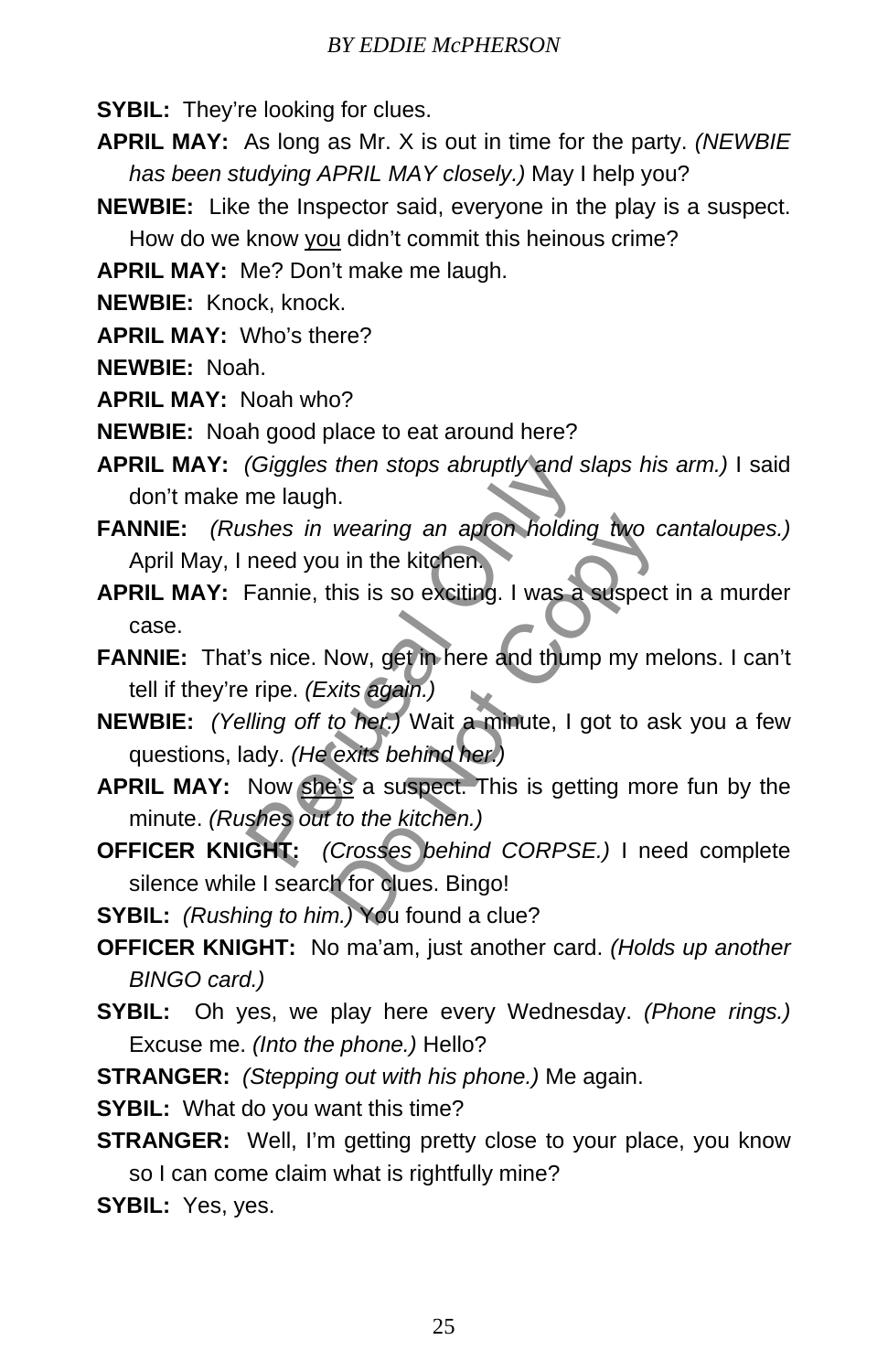**SYBIL:** They're looking for clues.

**APRIL MAY:** As long as Mr. X is out in time for the party. *(NEWBIE has been studying APRIL MAY closely.)* May I help you?

**NEWBIE:** Like the Inspector said, everyone in the play is a suspect. How do we know <u>you</u> didn't commit this heinous crime?

**APRIL MAY:** Me? Don't make me laugh.

**NEWBIE:** Knock, knock.

**APRIL MAY:** Who's there?

**NEWBIE:** Noah.

**APRIL MAY:** Noah who?

**NEWBIE:** Noah good place to eat around here?

**APRIL MAY:** *(Giggles then stops abruptly and slaps his arm.)* I said don't make me laugh.

**FANNIE:** *(Rushes in wearing an apron holding two cantaloupes.)* April May, I need you in the kitchen.

**APRIL MAY:** Fannie, this is so exciting. I was a suspect in a murder case.

**FANNIE:** That's nice. Now, get in here and thump my melons. I can't tell if they're ripe. *(Exits again.)*

**NEWBIE:** *(Yelling off to her.)* Wait a minute, I got to ask you a few questions, lady. *(He exits behind her.)*

**APRIL MAY:** Now <u>she's</u> a suspect. This is getting more fun by the minute. *(Rushes out to the kitchen.)*

**OFFICER KNIGHT:** *(Crosses behind CORPSE.)* I need complete silence while I search for clues. Bingo!

**SYBIL:** *(Rushing to him.)* You found a clue?

**OFFICER KNIGHT:** No ma'am, just another card. *(Holds up another BINGO card.)*

**SYBIL:** Oh yes, we play here every Wednesday. *(Phone rings.)* Excuse me. *(Into the phone.)* Hello?

**STRANGER:** *(Stepping out with his phone.)* Me again.

**SYBIL:** What do you want this time?

**STRANGER:** Well, I'm getting pretty close to your place, you know so I can come claim what is rightfully mine?

**SYBIL:** Yes, yes.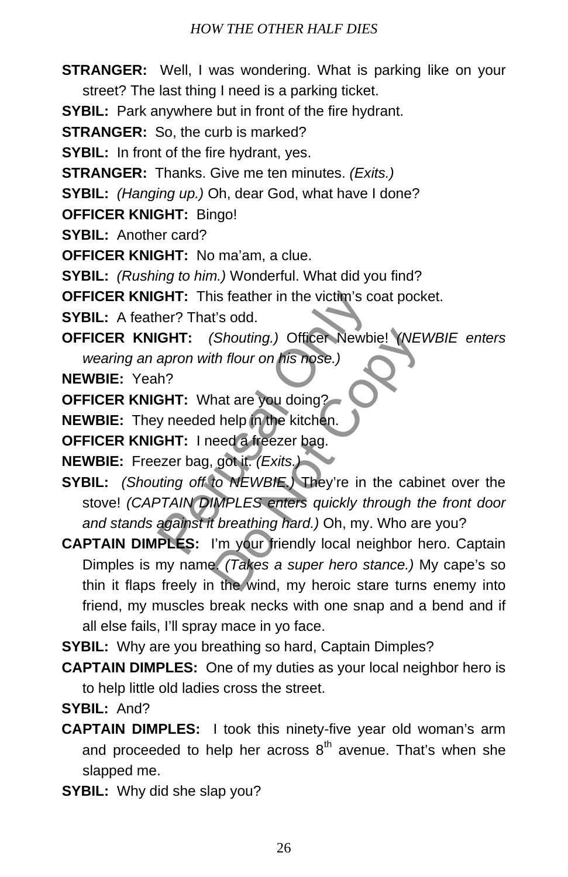**STRANGER:** Well, I was wondering. What is parking like on your street? The last thing I need is a parking ticket.

**SYBIL:** Park anywhere but in front of the fire hydrant.

**STRANGER:** So, the curb is marked?

**SYBIL:** In front of the fire hydrant, yes.

**STRANGER:** Thanks. Give me ten minutes. *(Exits.)*

**SYBIL:** *(Hanging up.)* Oh, dear God, what have I done?

**OFFICER KNIGHT:** Bingo!

**SYBIL:** Another card?

**OFFICER KNIGHT:** No ma'am, a clue.

**SYBIL:** *(Rushing to him.)* Wonderful. What did you find?

**OFFICER KNIGHT:** This feather in the victim's coat pocket.

**SYBIL:** A feather? That's odd.

**OFFICER KNIGHT:** *(Shouting.)* Officer Newbie! *(NEWBIE enters wearing an apron with flour on his nose.)*

**NEWBIE:** Yeah?

**OFFICER KNIGHT:** What are you doing?

**NEWBIE:** They needed help in the kitchen.

**OFFICER KNIGHT:** I need a freezer bag.

**NEWBIE:** Freezer bag, got it. *(Exits.)*

**SYBIL:** *(Shouting off to NEWBIE.)* They're in the cabinet over the stove! *(CAPTAIN DIMPLES enters quickly through the front door and stands against it breathing hard.)* Oh, my. Who are you?

**CAPTAIN DIMPLES:** I'm your friendly local neighbor hero. Captain Dimples is my name. *(Takes a super hero stance.)* My cape's so thin it flaps freely in the wind, my heroic stare turns enemy into friend, my muscles break necks with one snap and a bend and if all else fails, I'll spray mace in yo face.

**SYBIL:** Why are you breathing so hard, Captain Dimples?

**CAPTAIN DIMPLES:** One of my duties as your local neighbor hero is to help little old ladies cross the street.

**SYBIL:** And?

**CAPTAIN DIMPLES:** I took this ninety-five year old woman's arm and proceeded to help her across 8th avenue. That's when she slapped me.

**SYBIL:** Why did she slap you?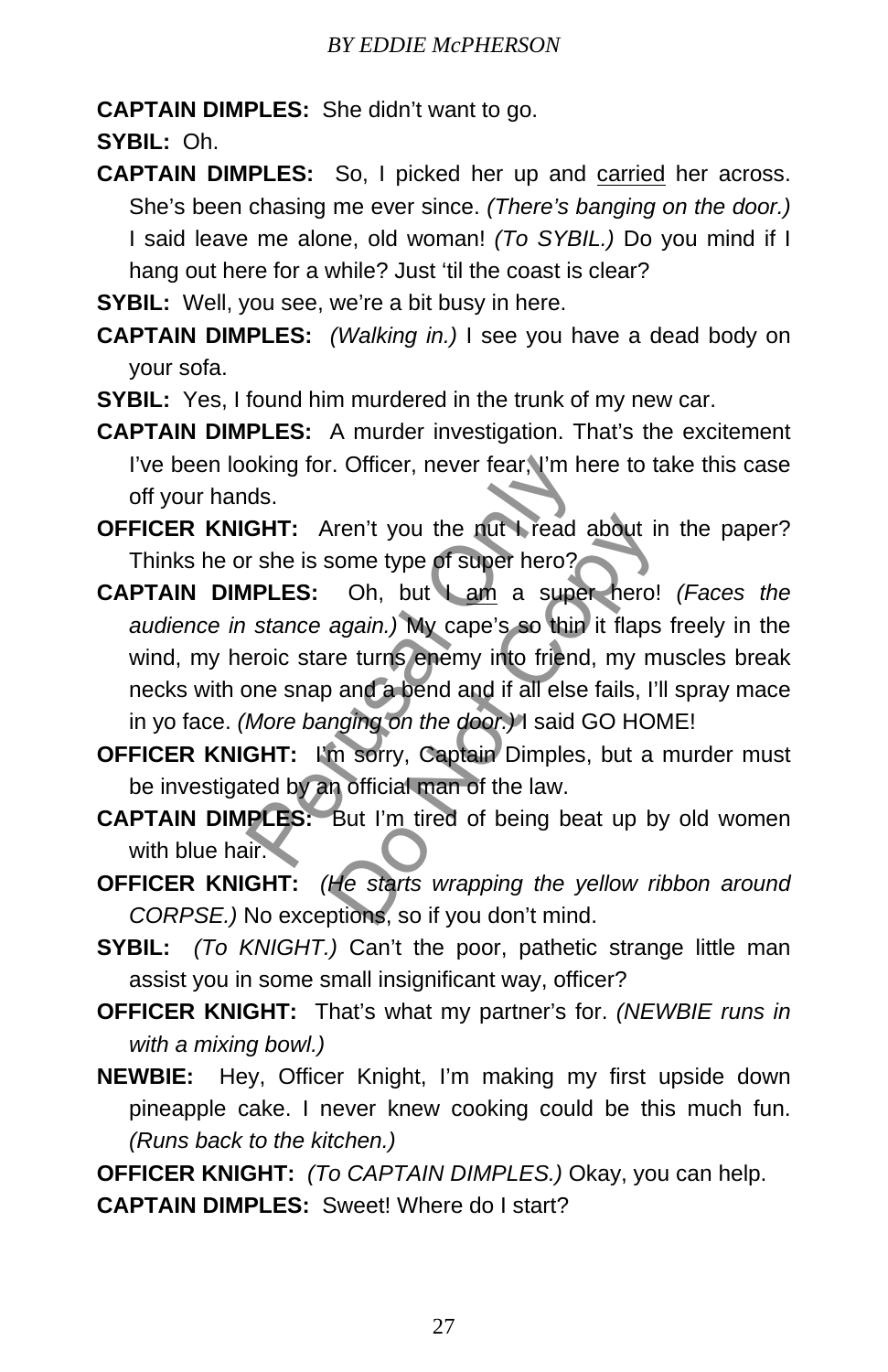**CAPTAIN DIMPLES:** She didn't want to go.

**SYBIL:** Oh.

**CAPTAIN DIMPLES:** So, I picked her up and carried her across. She's been chasing me ever since. *(There's banging on the door.)* I said leave me alone, old woman! *(To SYBIL.)* Do you mind if I hang out here for a while? Just 'til the coast is clear?

**SYBIL:** Well, you see, we're a bit busy in here.

**CAPTAIN DIMPLES:** *(Walking in.)* I see you have a dead body on your sofa.

**SYBIL:** Yes, I found him murdered in the trunk of my new car.

**CAPTAIN DIMPLES:** A murder investigation. That's the excitement I've been looking for. Officer, never fear, I'm here to take this case off your hands.

**OFFICER KNIGHT:** Aren't you the nut I read about in the paper? Thinks he or she is some type of super hero?

**CAPTAIN DIMPLES:** Oh, but I am a super hero! *(Faces the audience in stance again.)* My cape's so thin it flaps freely in the wind, my heroic stare turns enemy into friend, my muscles break necks with one snap and a bend and if all else fails, I'll spray mace in yo face. *(More banging on the door.)* I said GO HOME!

**OFFICER KNIGHT:** I'm sorry, Captain Dimples, but a murder must be investigated by an official man of the law.

**CAPTAIN DIMPLES:** But I'm tired of being beat up by old women with blue hair.

**OFFICER KNIGHT:** *(He starts wrapping the yellow ribbon around CORPSE.)* No exceptions, so if you don't mind.

**SYBIL:** *(To KNIGHT.)* Can't the poor, pathetic strange little man assist you in some small insignificant way, officer?

**OFFICER KNIGHT:** That's what my partner's for. *(NEWBIE runs in with a mixing bowl.)*

**NEWBIE:** Hey, Officer Knight, I'm making my first upside down pineapple cake. I never knew cooking could be this much fun. *(Runs back to the kitchen.)*

**OFFICER KNIGHT:** *(To CAPTAIN DIMPLES.)* Okay, you can help.

**CAPTAIN DIMPLES:** Sweet! Where do I start?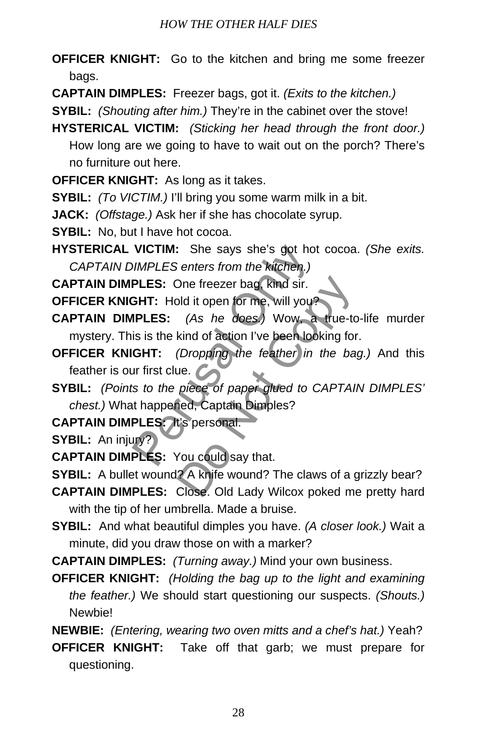**OFFICER KNIGHT:** Go to the kitchen and bring me some freezer bags.

**CAPTAIN DIMPLES:** Freezer bags, got it. *(Exits to the kitchen.)*

**SYBIL:** *(Shouting after him.)* They're in the cabinet over the stove!

**HYSTERICAL VICTIM:** *(Sticking her head through the front door.)* How long are we going to have to wait out on the porch? There's no furniture out here.

**OFFICER KNIGHT:** As long as it takes.

**SYBIL:** *(To VICTIM.)* I'll bring you some warm milk in a bit.

**JACK:** *(Offstage.)* Ask her if she has chocolate syrup.

**SYBIL:** No, but I have hot cocoa.

**HYSTERICAL VICTIM:** She says she's got hot cocoa. *(She exits. CAPTAIN DIMPLES enters from the kitchen.)*

**CAPTAIN DIMPLES:** One freezer bag, kind sir.

**OFFICER KNIGHT:** Hold it open for me, will you?

**CAPTAIN DIMPLES:** *(As he does.)* Wow, a true-to-life murder mystery. This is the kind of action I've been looking for.

**OFFICER KNIGHT:** *(Dropping the feather in the bag.)* And this feather is our first clue.

**SYBIL:** *(Points to the piece of paper glued to CAPTAIN DIMPLES' chest.)* What happened, Captain Dimples?

**CAPTAIN DIMPLES:** It's personal.

**SYBIL:** An injury?

**CAPTAIN DIMPLES:** You could say that.

**SYBIL:** A bullet wound? A knife wound? The claws of a grizzly bear?

**CAPTAIN DIMPLES:** Close. Old Lady Wilcox poked me pretty hard with the tip of her umbrella. Made a bruise.

**SYBIL:** And what beautiful dimples you have. *(A closer look.)* Wait a minute, did you draw those on with a marker?

**CAPTAIN DIMPLES:** *(Turning away.)* Mind your own business.

**OFFICER KNIGHT:** *(Holding the bag up to the light and examining the feather.)* We should start questioning our suspects. *(Shouts.)* Newbie!

**NEWBIE:** *(Entering, wearing two oven mitts and a chef's hat.)* Yeah?

**OFFICER KNIGHT:** Take off that garb; we must prepare for questioning.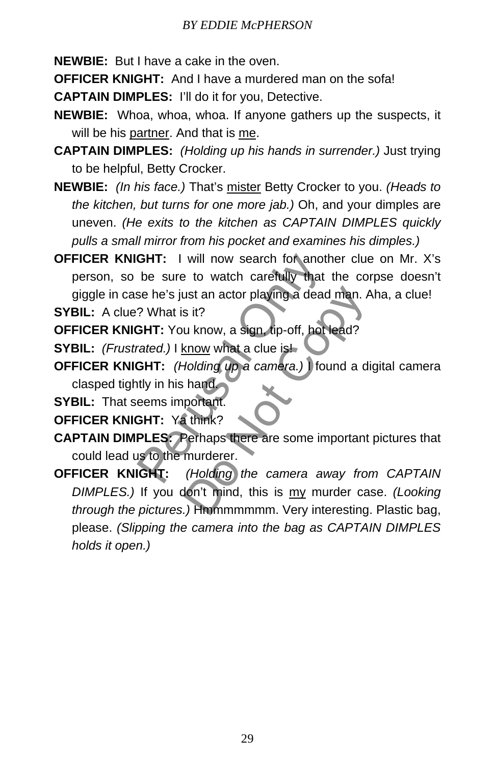**NEWBIE:** But I have a cake in the oven.

**OFFICER KNIGHT:** And I have a murdered man on the sofa!

**CAPTAIN DIMPLES:** I'll do it for you, Detective.

**NEWBIE:** Whoa, whoa, whoa. If anyone gathers up the suspects, it will be his partner. And that is me.

**CAPTAIN DIMPLES:** *(Holding up his hands in surrender.)* Just trying to be helpful, Betty Crocker.

**NEWBIE:** *(In his face.)* That's mister Betty Crocker to you. *(Heads to the kitchen, but turns for one more jab.)* Oh, and your dimples are uneven. *(He exits to the kitchen as CAPTAIN DIMPLES quickly pulls a small mirror from his pocket and examines his dimples.)*

**OFFICER KNIGHT:** I will now search for another clue on Mr. X's person, so be sure to watch carefully that the corpse doesn't giggle in case he's just an actor playing a dead man. Aha, a clue!

**SYBIL:** A clue? What is it?

**OFFICER KNIGHT:** You know, a sign, tip-off, hot lead?

**SYBIL:** *(Frustrated.)* I know what a clue is!

**OFFICER KNIGHT:** *(Holding up a camera.)* I found a digital camera clasped tightly in his hand.

**SYBIL:** That seems important.

**OFFICER KNIGHT:** Ya think?

**CAPTAIN DIMPLES:** Perhaps there are some important pictures that could lead us to the murderer.

**OFFICER KNIGHT:** *(Holding the camera away from CAPTAIN DIMPLES.)* If you don't mind, this is my murder case. *(Looking through the pictures.)* Hmmmmmmm. Very interesting. Plastic bag, please. *(Slipping the camera into the bag as CAPTAIN DIMPLES holds it open.)*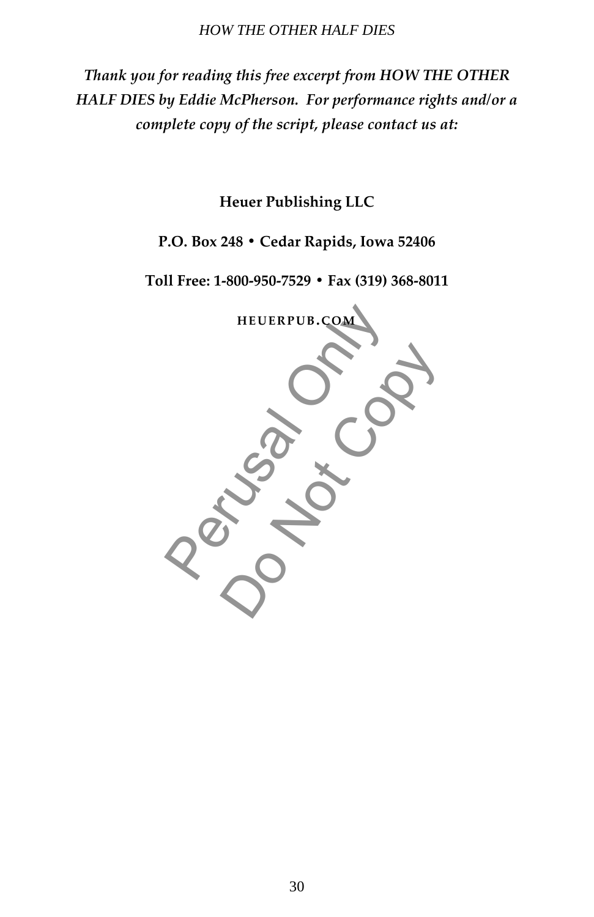*Thank you for reading this free excerpt from HOW THE OTHER HALF DIES by Eddie McPherson. For performance rights and/or a complete copy of the script, please contact us at:*

**Heuer Publishing LLC**

**P.O. Box 248 • Cedar Rapids, Iowa 52406**

**Toll Free: 1-800-950-7529 • Fax (319) 368-8011**

**HEUERPUB.COM**

Perusal Only
Do Not Copy